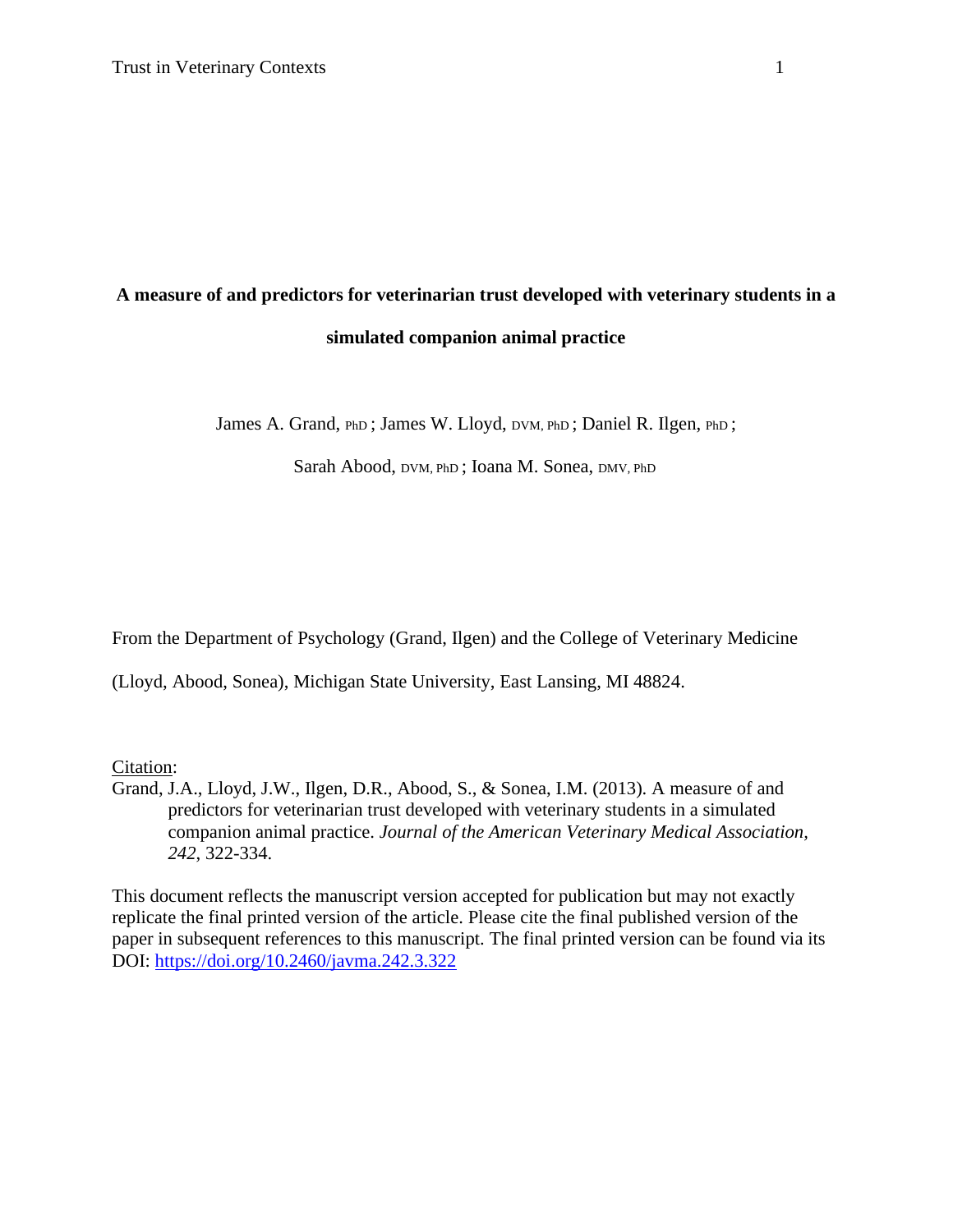# A measure of and predictors for veterinarian trust developed with veterinary students in a simulated companion animal practice

James A. Grand, PhD ; James W. Lloyd, DVM, PhD ; Daniel R. Ilgen, PhD ;

Sarah Abood, DVM, PhD ; Ioana M. Sonea, DMV, PhD

From the Department of Psychology (Grand, Ilgen) and the College of Veterinary Medicine (Lloyd, Abood, Sonea), Michigan State University, East Lansing, MI 48824.

Citation:

Grand, J.A., Lloyd, J.W., Ilgen, D.R., Abood, S., & Sonea, I.M. (2013). A measure of and predictors for veterinarian trust developed with veterinary students in a simulated companion animal practice. *Journal of the American Veterinary Medical Association*, *242*, 322-334.

This document reflects the manuscript version accepted for publication but may not exactly replicate the final printed version of the article. Please cite the final published version of the paper in subsequent references to this manuscript. The final printed version can be found via its DOI: https://doi.org/10.2460/javma.242.3.322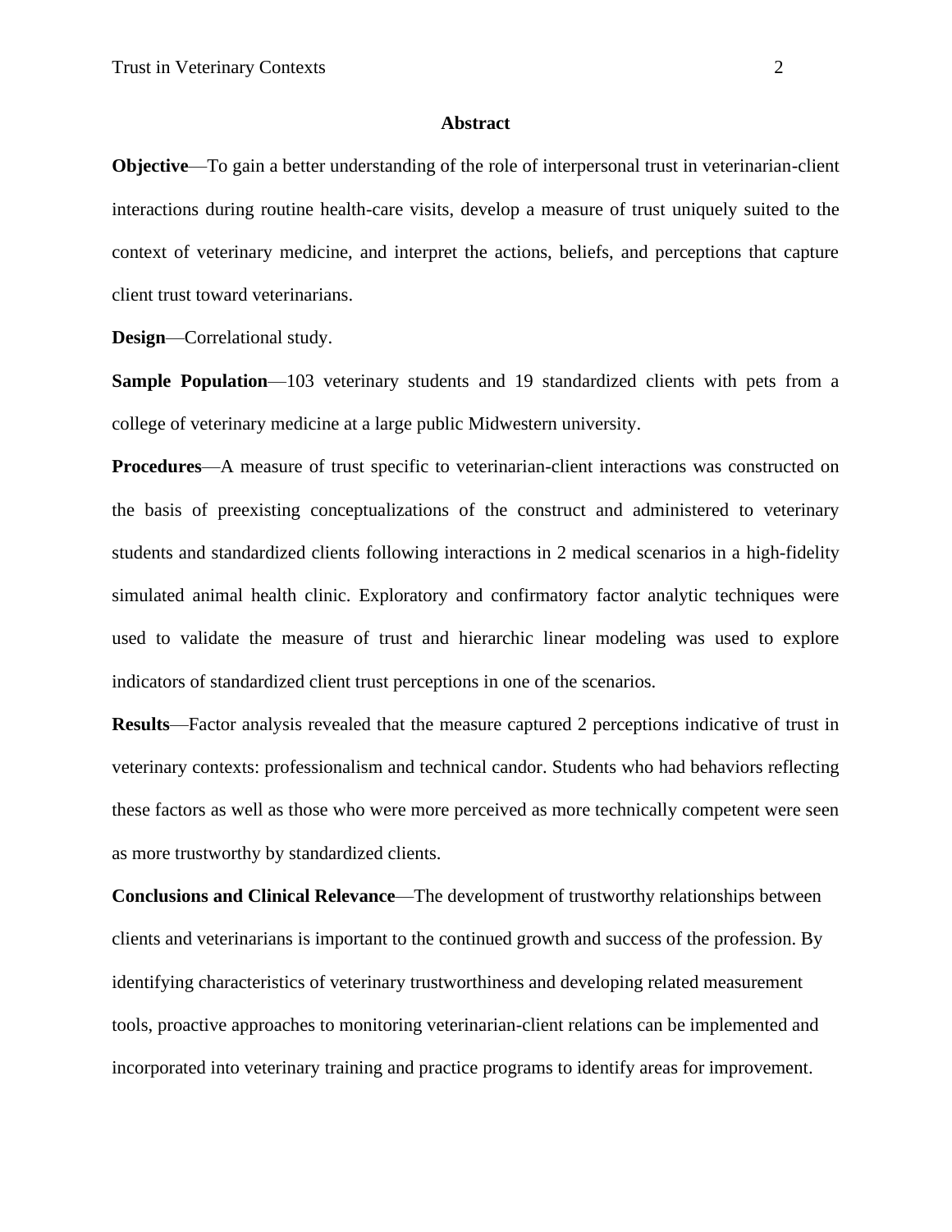## Abstract

**Objective**—To gain a better understanding of the role of interpersonal trust in veterinarian-client interactions during routine health-care visits, develop a measure of trust uniquely suited to the context of veterinary medicine, and interpret the actions, beliefs, and perceptions that capture client trust toward veterinarians.

**Design**—Correlational study.

**Sample Population**—103 veterinary students and 19 standardized clients with pets from a college of veterinary medicine at a large public Midwestern university.

**Procedures**—A measure of trust specific to veterinarian-client interactions was constructed on the basis of preexisting conceptualizations of the construct and administered to veterinary students and standardized clients following interactions in 2 medical scenarios in a high-fidelity simulated animal health clinic. Exploratory and confirmatory factor analytic techniques were used to validate the measure of trust and hierarchic linear modeling was used to explore indicators of standardized client trust perceptions in one of the scenarios.

**Results**—Factor analysis revealed that the measure captured 2 perceptions indicative of trust in veterinary contexts: professionalism and technical candor. Students who had behaviors reflecting these factors as well as those who were more perceived as more technically competent were seen as more trustworthy by standardized clients.

**Conclusions and Clinical Relevance**—The development of trustworthy relationships between clients and veterinarians is important to the continued growth and success of the profession. By identifying characteristics of veterinary trustworthiness and developing related measurement tools, proactive approaches to monitoring veterinarian-client relations can be implemented and incorporated into veterinary training and practice programs to identify areas for improvement.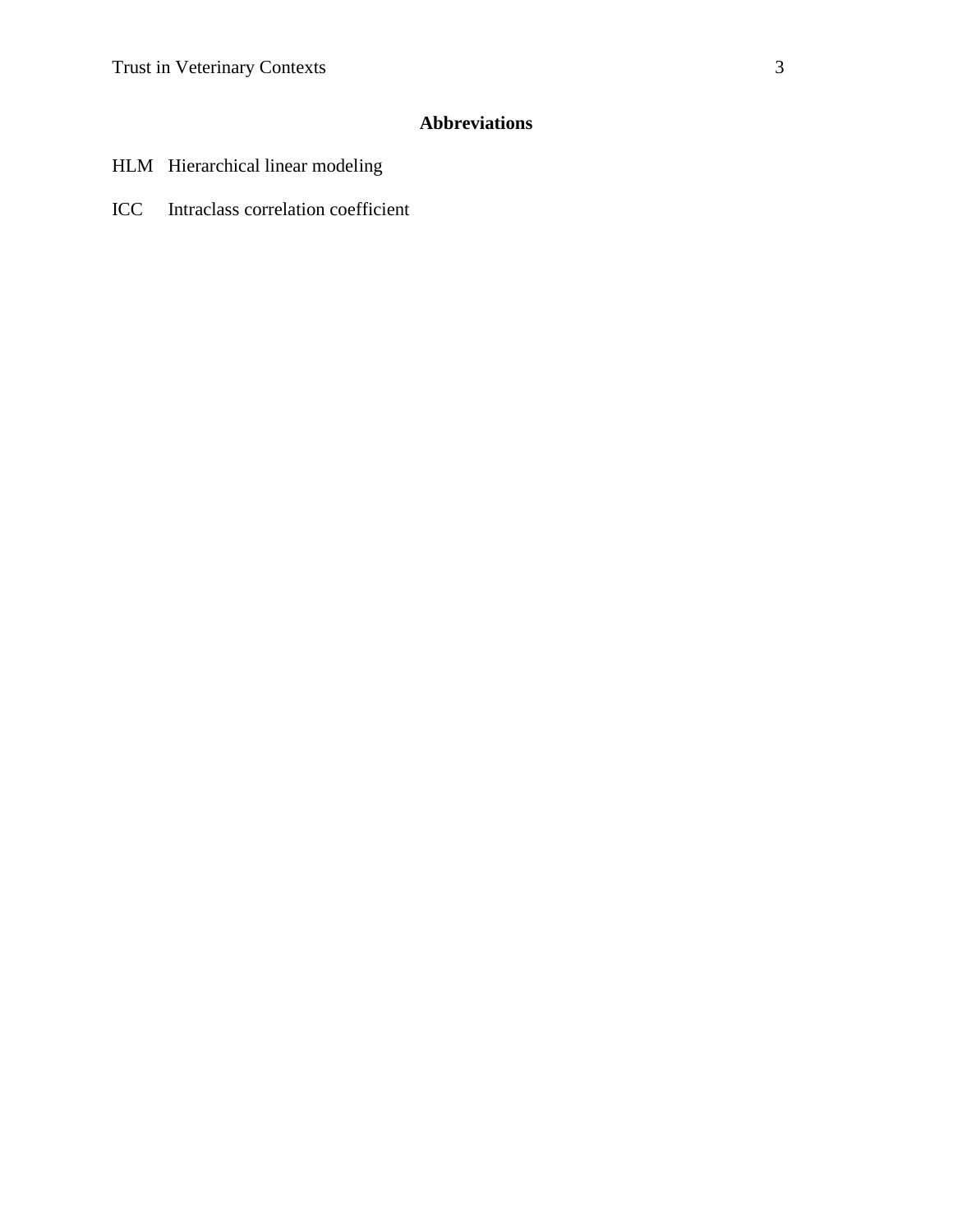## Abbreviations

HLM Hierarchical linear modeling

ICC Intraclass correlation coefficient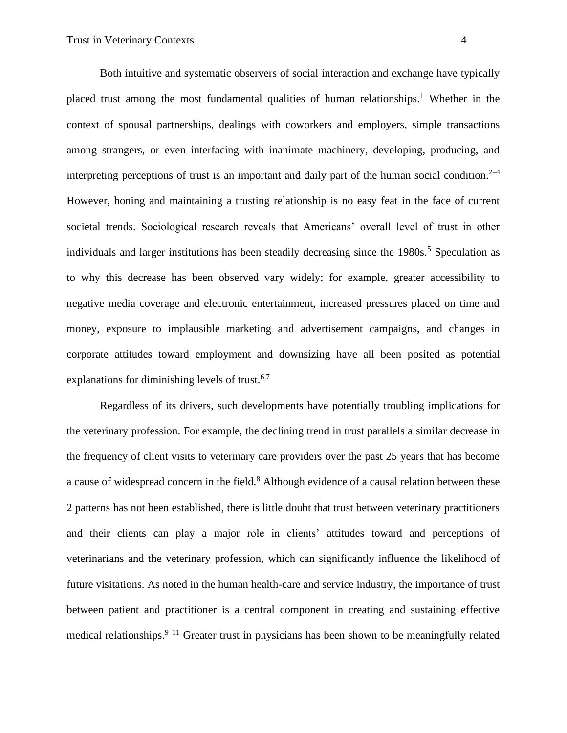Both intuitive and systematic observers of social interaction and exchange have typically placed trust among the most fundamental qualities of human relationships.[1] Whether in the context of spousal partnerships, dealings with coworkers and employers, simple transactions among strangers, or even interfacing with inanimate machinery, developing, producing, and interpreting perceptions of trust is an important and daily part of the human social condition.[2–4] However, honing and maintaining a trusting relationship is no easy feat in the face of current societal trends. Sociological research reveals that Americans' overall level of trust in other individuals and larger institutions has been steadily decreasing since the 1980s.[5] Speculation as to why this decrease has been observed vary widely; for example, greater accessibility to negative media coverage and electronic entertainment, increased pressures placed on time and money, exposure to implausible marketing and advertisement campaigns, and changes in corporate attitudes toward employment and downsizing have all been posited as potential explanations for diminishing levels of trust.[6,7]

Regardless of its drivers, such developments have potentially troubling implications for the veterinary profession. For example, the declining trend in trust parallels a similar decrease in the frequency of client visits to veterinary care providers over the past 25 years that has become a cause of widespread concern in the field.[8] Although evidence of a causal relation between these 2 patterns has not been established, there is little doubt that trust between veterinary practitioners and their clients can play a major role in clients' attitudes toward and perceptions of veterinarians and the veterinary profession, which can significantly influence the likelihood of future visitations. As noted in the human health-care and service industry, the importance of trust between patient and practitioner is a central component in creating and sustaining effective medical relationships.[9–11] Greater trust in physicians has been shown to be meaningfully related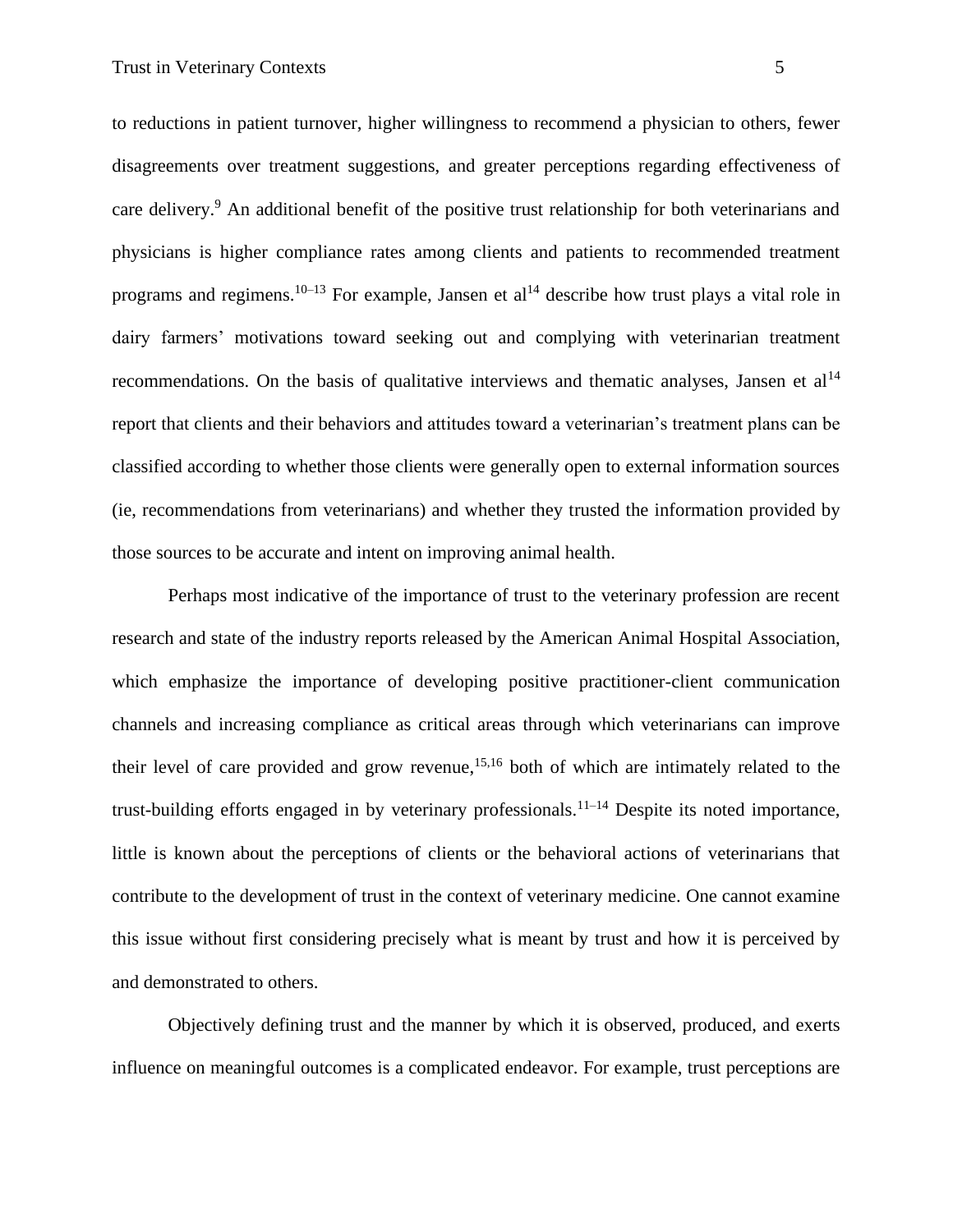to reductions in patient turnover, higher willingness to recommend a physician to others, fewer disagreements over treatment suggestions, and greater perceptions regarding effectiveness of care delivery.[9] An additional benefit of the positive trust relationship for both veterinarians and physicians is higher compliance rates among clients and patients to recommended treatment programs and regimens.[10–13] For example, Jansen et al[14] describe how trust plays a vital role in dairy farmers' motivations toward seeking out and complying with veterinarian treatment recommendations. On the basis of qualitative interviews and thematic analyses, Jansen et al[14] report that clients and their behaviors and attitudes toward a veterinarian's treatment plans can be classified according to whether those clients were generally open to external information sources (ie, recommendations from veterinarians) and whether they trusted the information provided by those sources to be accurate and intent on improving animal health.

Perhaps most indicative of the importance of trust to the veterinary profession are recent research and state of the industry reports released by the American Animal Hospital Association, which emphasize the importance of developing positive practitioner-client communication channels and increasing compliance as critical areas through which veterinarians can improve their level of care provided and grow revenue,[15,16] both of which are intimately related to the trust-building efforts engaged in by veterinary professionals.[11–14] Despite its noted importance, little is known about the perceptions of clients or the behavioral actions of veterinarians that contribute to the development of trust in the context of veterinary medicine. One cannot examine this issue without first considering precisely what is meant by trust and how it is perceived by and demonstrated to others.

Objectively defining trust and the manner by which it is observed, produced, and exerts influence on meaningful outcomes is a complicated endeavor. For example, trust perceptions are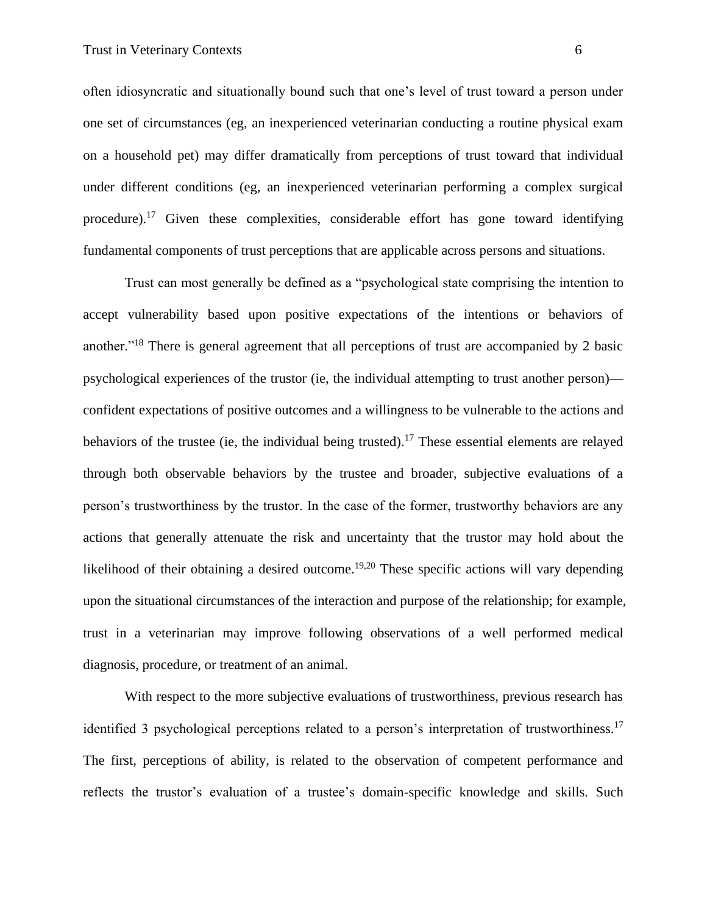often idiosyncratic and situationally bound such that one's level of trust toward a person under one set of circumstances (eg, an inexperienced veterinarian conducting a routine physical exam on a household pet) may differ dramatically from perceptions of trust toward that individual under different conditions (eg, an inexperienced veterinarian performing a complex surgical procedure).[17] Given these complexities, considerable effort has gone toward identifying fundamental components of trust perceptions that are applicable across persons and situations.

Trust can most generally be defined as a "psychological state comprising the intention to accept vulnerability based upon positive expectations of the intentions or behaviors of another."[18] There is general agreement that all perceptions of trust are accompanied by 2 basic psychological experiences of the trustor (ie, the individual attempting to trust another person)—confident expectations of positive outcomes and a willingness to be vulnerable to the actions and behaviors of the trustee (ie, the individual being trusted).[17] These essential elements are relayed through both observable behaviors by the trustee and broader, subjective evaluations of a person's trustworthiness by the trustor. In the case of the former, trustworthy behaviors are any actions that generally attenuate the risk and uncertainty that the trustor may hold about the likelihood of their obtaining a desired outcome.[19,20] These specific actions will vary depending upon the situational circumstances of the interaction and purpose of the relationship; for example, trust in a veterinarian may improve following observations of a well performed medical diagnosis, procedure, or treatment of an animal.

With respect to the more subjective evaluations of trustworthiness, previous research has identified 3 psychological perceptions related to a person's interpretation of trustworthiness.[17] The first, perceptions of ability, is related to the observation of competent performance and reflects the trustor's evaluation of a trustee's domain-specific knowledge and skills. Such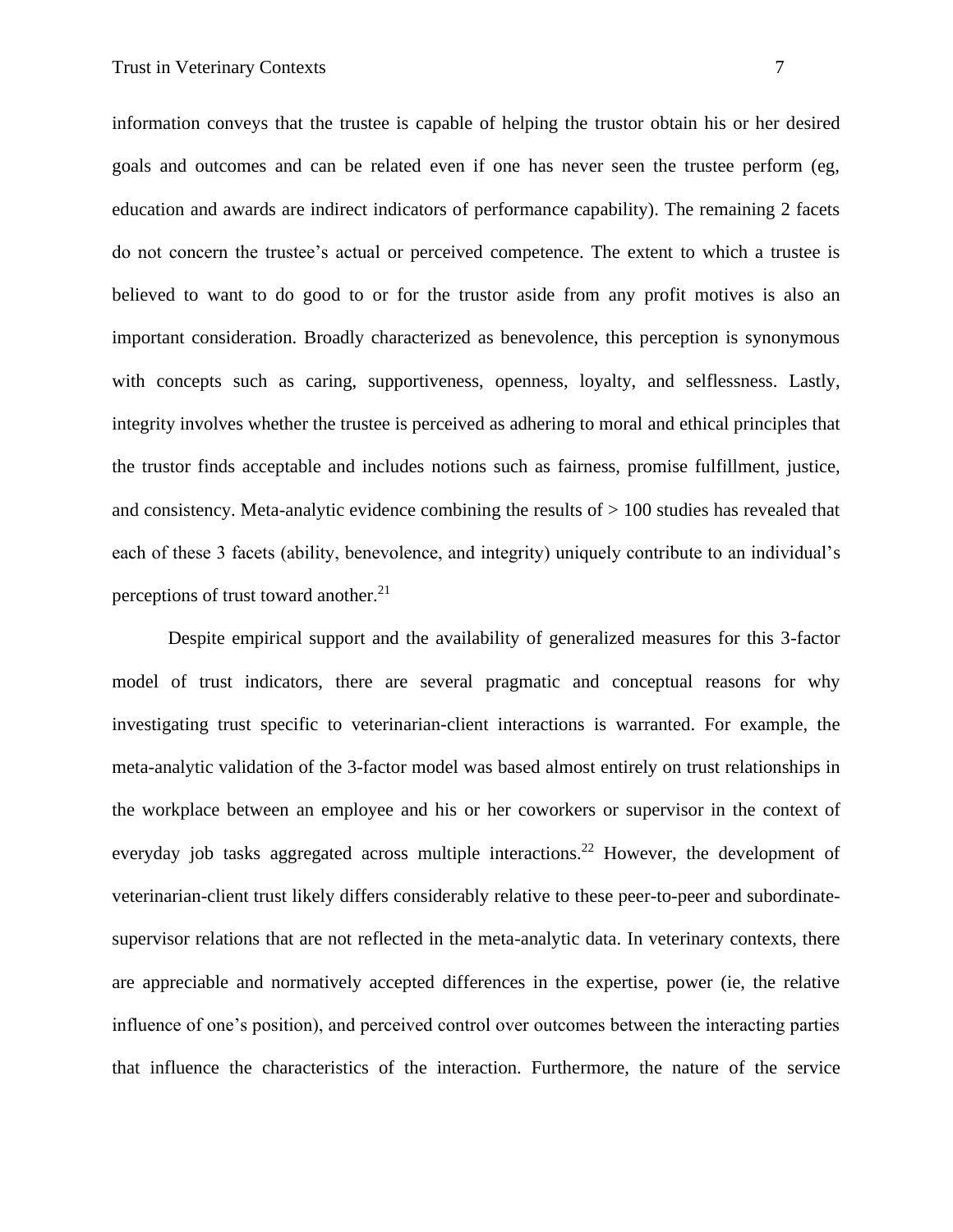information conveys that the trustee is capable of helping the trustor obtain his or her desired goals and outcomes and can be related even if one has never seen the trustee perform (eg, education and awards are indirect indicators of performance capability). The remaining 2 facets do not concern the trustee's actual or perceived competence. The extent to which a trustee is believed to want to do good to or for the trustor aside from any profit motives is also an important consideration. Broadly characterized as benevolence, this perception is synonymous with concepts such as caring, supportiveness, openness, loyalty, and selflessness. Lastly, integrity involves whether the trustee is perceived as adhering to moral and ethical principles that the trustor finds acceptable and includes notions such as fairness, promise fulfillment, justice, and consistency. Meta-analytic evidence combining the results of > 100 studies has revealed that each of these 3 facets (ability, benevolence, and integrity) uniquely contribute to an individual's perceptions of trust toward another.[21]

Despite empirical support and the availability of generalized measures for this 3-factor model of trust indicators, there are several pragmatic and conceptual reasons for why investigating trust specific to veterinarian-client interactions is warranted. For example, the meta-analytic validation of the 3-factor model was based almost entirely on trust relationships in the workplace between an employee and his or her coworkers or supervisor in the context of everyday job tasks aggregated across multiple interactions.[22] However, the development of veterinarian-client trust likely differs considerably relative to these peer-to-peer and subordinate-supervisor relations that are not reflected in the meta-analytic data. In veterinary contexts, there are appreciable and normatively accepted differences in the expertise, power (ie, the relative influence of one's position), and perceived control over outcomes between the interacting parties that influence the characteristics of the interaction. Furthermore, the nature of the service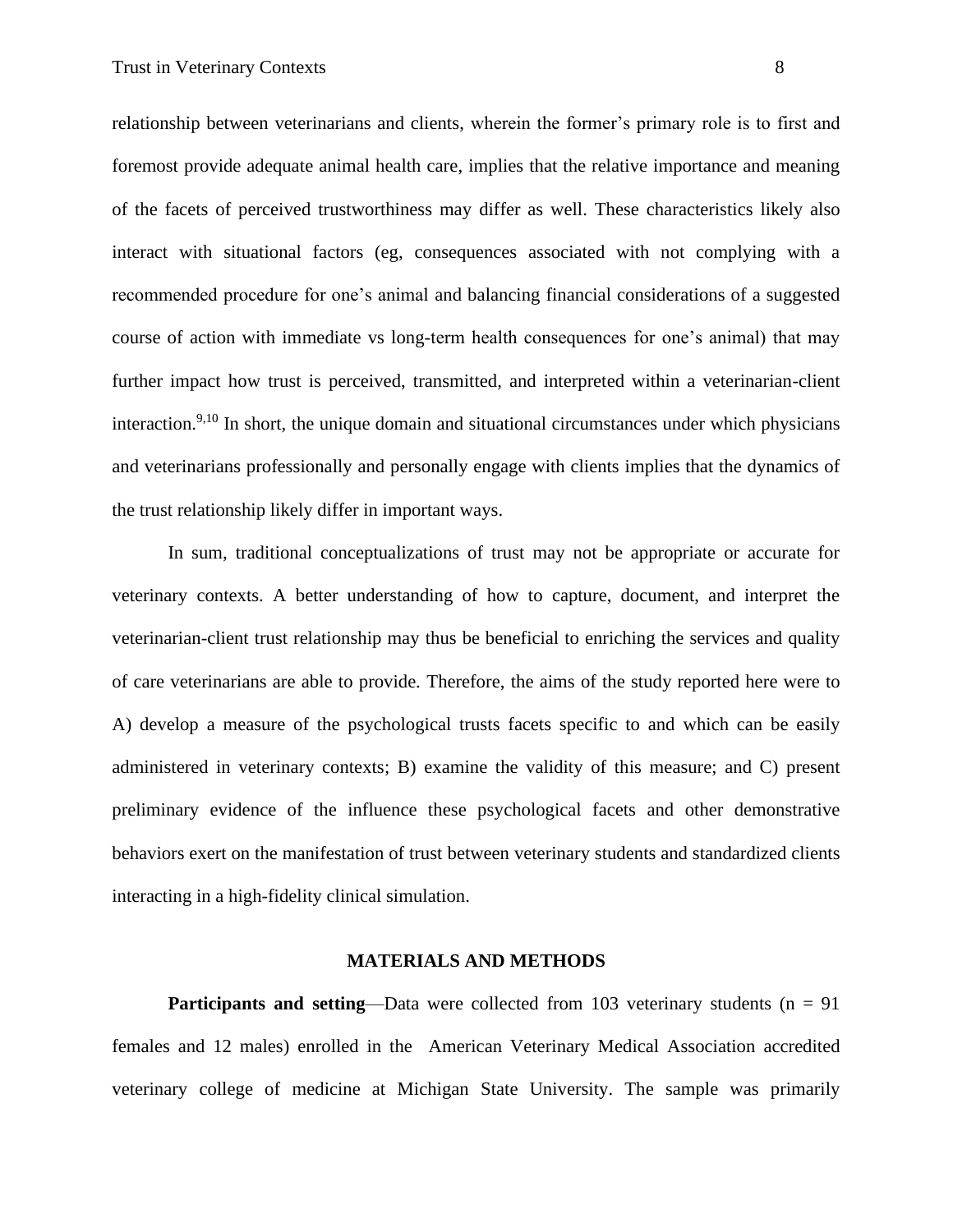relationship between veterinarians and clients, wherein the former's primary role is to first and foremost provide adequate animal health care, implies that the relative importance and meaning of the facets of perceived trustworthiness may differ as well. These characteristics likely also interact with situational factors (eg, consequences associated with not complying with a recommended procedure for one's animal and balancing financial considerations of a suggested course of action with immediate vs long-term health consequences for one's animal) that may further impact how trust is perceived, transmitted, and interpreted within a veterinarian-client interaction.[9,10] In short, the unique domain and situational circumstances under which physicians and veterinarians professionally and personally engage with clients implies that the dynamics of the trust relationship likely differ in important ways.

In sum, traditional conceptualizations of trust may not be appropriate or accurate for veterinary contexts. A better understanding of how to capture, document, and interpret the veterinarian-client trust relationship may thus be beneficial to enriching the services and quality of care veterinarians are able to provide. Therefore, the aims of the study reported here were to A) develop a measure of the psychological trusts facets specific to and which can be easily administered in veterinary contexts; B) examine the validity of this measure; and C) present preliminary evidence of the influence these psychological facets and other demonstrative behaviors exert on the manifestation of trust between veterinary students and standardized clients interacting in a high-fidelity clinical simulation.

## MATERIALS AND METHODS

**Participants and setting**—Data were collected from 103 veterinary students (n = 91 females and 12 males) enrolled in the American Veterinary Medical Association accredited veterinary college of medicine at Michigan State University. The sample was primarily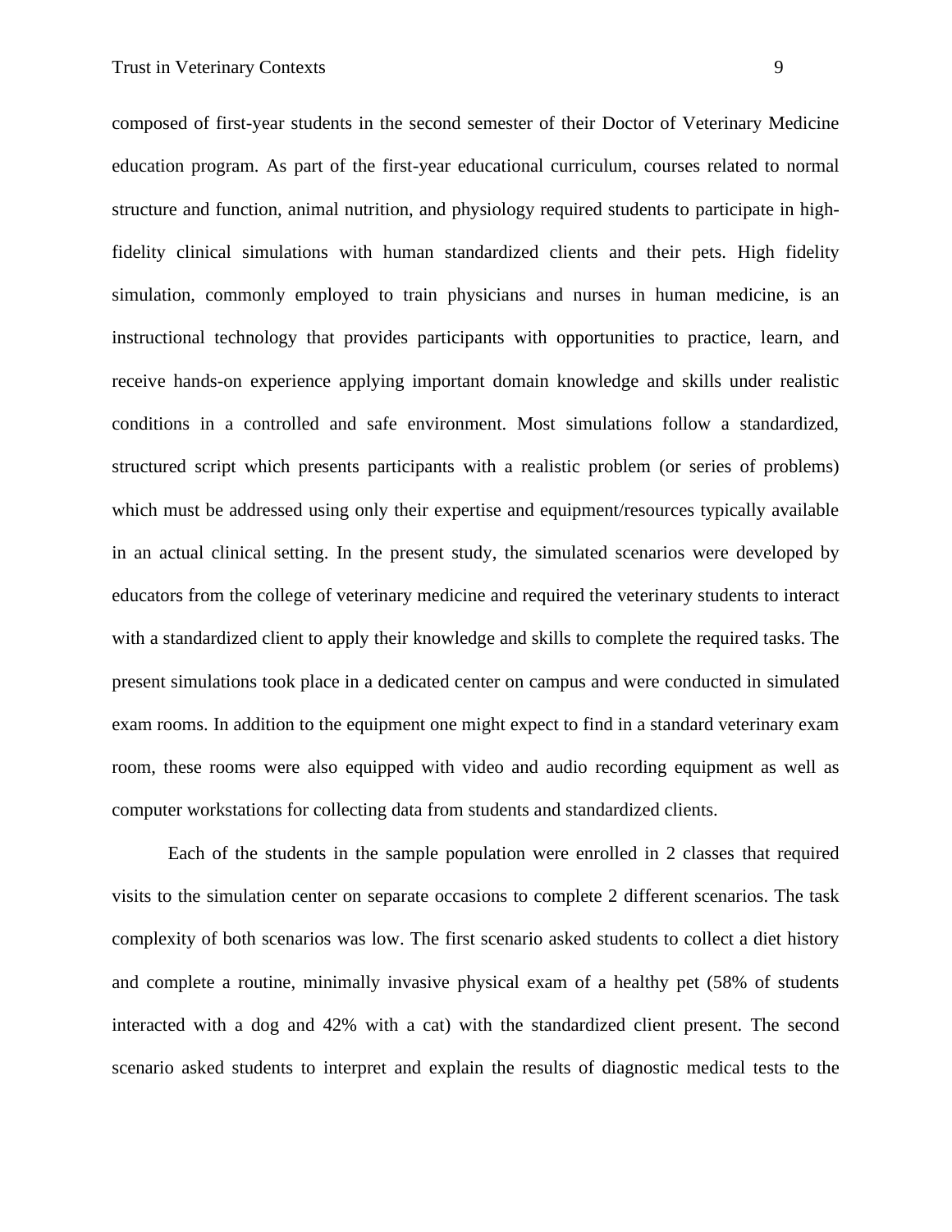composed of first-year students in the second semester of their Doctor of Veterinary Medicine education program. As part of the first-year educational curriculum, courses related to normal structure and function, animal nutrition, and physiology required students to participate in high-fidelity clinical simulations with human standardized clients and their pets. High fidelity simulation, commonly employed to train physicians and nurses in human medicine, is an instructional technology that provides participants with opportunities to practice, learn, and receive hands-on experience applying important domain knowledge and skills under realistic conditions in a controlled and safe environment. Most simulations follow a standardized, structured script which presents participants with a realistic problem (or series of problems) which must be addressed using only their expertise and equipment/resources typically available in an actual clinical setting. In the present study, the simulated scenarios were developed by educators from the college of veterinary medicine and required the veterinary students to interact with a standardized client to apply their knowledge and skills to complete the required tasks. The present simulations took place in a dedicated center on campus and were conducted in simulated exam rooms. In addition to the equipment one might expect to find in a standard veterinary exam room, these rooms were also equipped with video and audio recording equipment as well as computer workstations for collecting data from students and standardized clients.

Each of the students in the sample population were enrolled in 2 classes that required visits to the simulation center on separate occasions to complete 2 different scenarios. The task complexity of both scenarios was low. The first scenario asked students to collect a diet history and complete a routine, minimally invasive physical exam of a healthy pet (58% of students interacted with a dog and 42% with a cat) with the standardized client present. The second scenario asked students to interpret and explain the results of diagnostic medical tests to the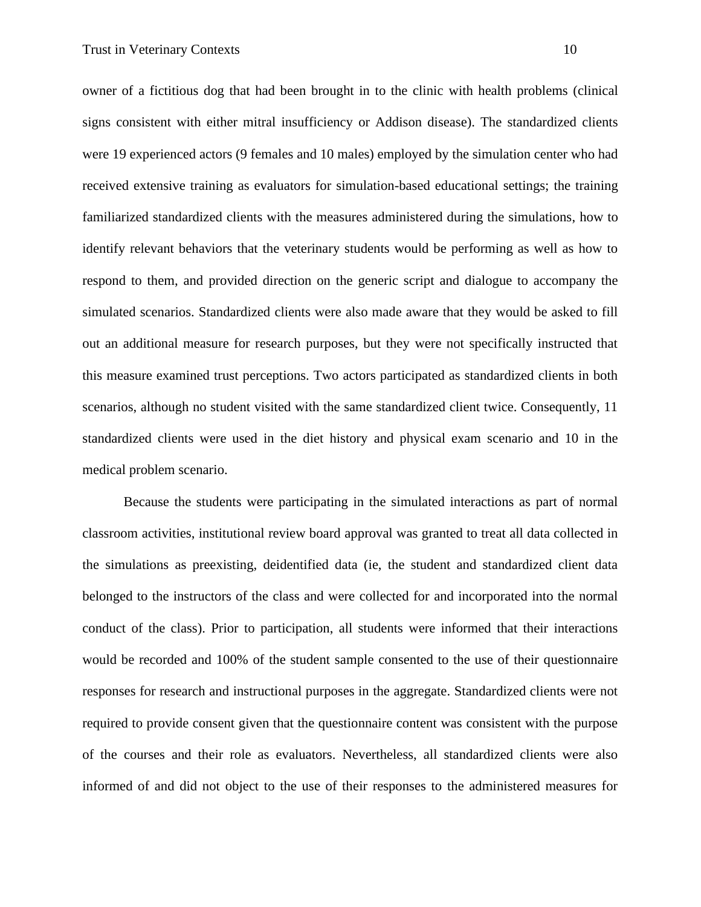owner of a fictitious dog that had been brought in to the clinic with health problems (clinical signs consistent with either mitral insufficiency or Addison disease). The standardized clients were 19 experienced actors (9 females and 10 males) employed by the simulation center who had received extensive training as evaluators for simulation-based educational settings; the training familiarized standardized clients with the measures administered during the simulations, how to identify relevant behaviors that the veterinary students would be performing as well as how to respond to them, and provided direction on the generic script and dialogue to accompany the simulated scenarios. Standardized clients were also made aware that they would be asked to fill out an additional measure for research purposes, but they were not specifically instructed that this measure examined trust perceptions. Two actors participated as standardized clients in both scenarios, although no student visited with the same standardized client twice. Consequently, 11 standardized clients were used in the diet history and physical exam scenario and 10 in the medical problem scenario.

Because the students were participating in the simulated interactions as part of normal classroom activities, institutional review board approval was granted to treat all data collected in the simulations as preexisting, deidentified data (ie, the student and standardized client data belonged to the instructors of the class and were collected for and incorporated into the normal conduct of the class). Prior to participation, all students were informed that their interactions would be recorded and 100% of the student sample consented to the use of their questionnaire responses for research and instructional purposes in the aggregate. Standardized clients were not required to provide consent given that the questionnaire content was consistent with the purpose of the courses and their role as evaluators. Nevertheless, all standardized clients were also informed of and did not object to the use of their responses to the administered measures for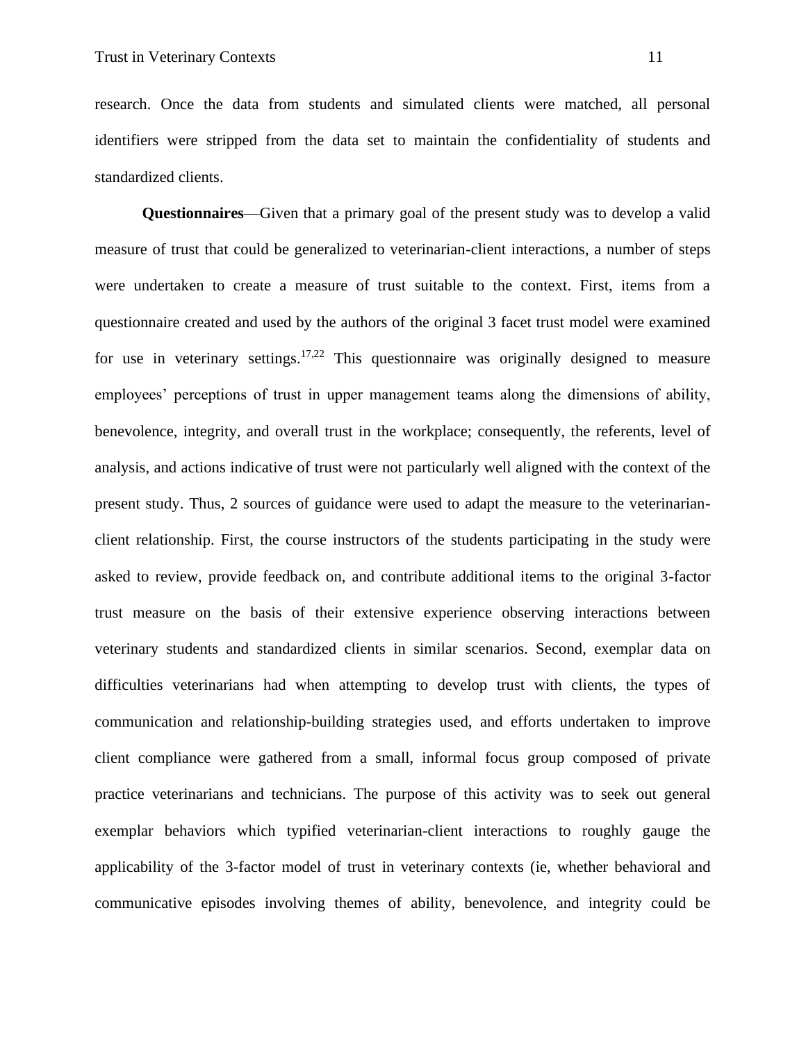research. Once the data from students and simulated clients were matched, all personal identifiers were stripped from the data set to maintain the confidentiality of students and standardized clients.

**Questionnaires**—Given that a primary goal of the present study was to develop a valid measure of trust that could be generalized to veterinarian-client interactions, a number of steps were undertaken to create a measure of trust suitable to the context. First, items from a questionnaire created and used by the authors of the original 3 facet trust model were examined for use in veterinary settings.[17,22] This questionnaire was originally designed to measure employees' perceptions of trust in upper management teams along the dimensions of ability, benevolence, integrity, and overall trust in the workplace; consequently, the referents, level of analysis, and actions indicative of trust were not particularly well aligned with the context of the present study. Thus, 2 sources of guidance were used to adapt the measure to the veterinarian-client relationship. First, the course instructors of the students participating in the study were asked to review, provide feedback on, and contribute additional items to the original 3-factor trust measure on the basis of their extensive experience observing interactions between veterinary students and standardized clients in similar scenarios. Second, exemplar data on difficulties veterinarians had when attempting to develop trust with clients, the types of communication and relationship-building strategies used, and efforts undertaken to improve client compliance were gathered from a small, informal focus group composed of private practice veterinarians and technicians. The purpose of this activity was to seek out general exemplar behaviors which typified veterinarian-client interactions to roughly gauge the applicability of the 3-factor model of trust in veterinary contexts (ie, whether behavioral and communicative episodes involving themes of ability, benevolence, and integrity could be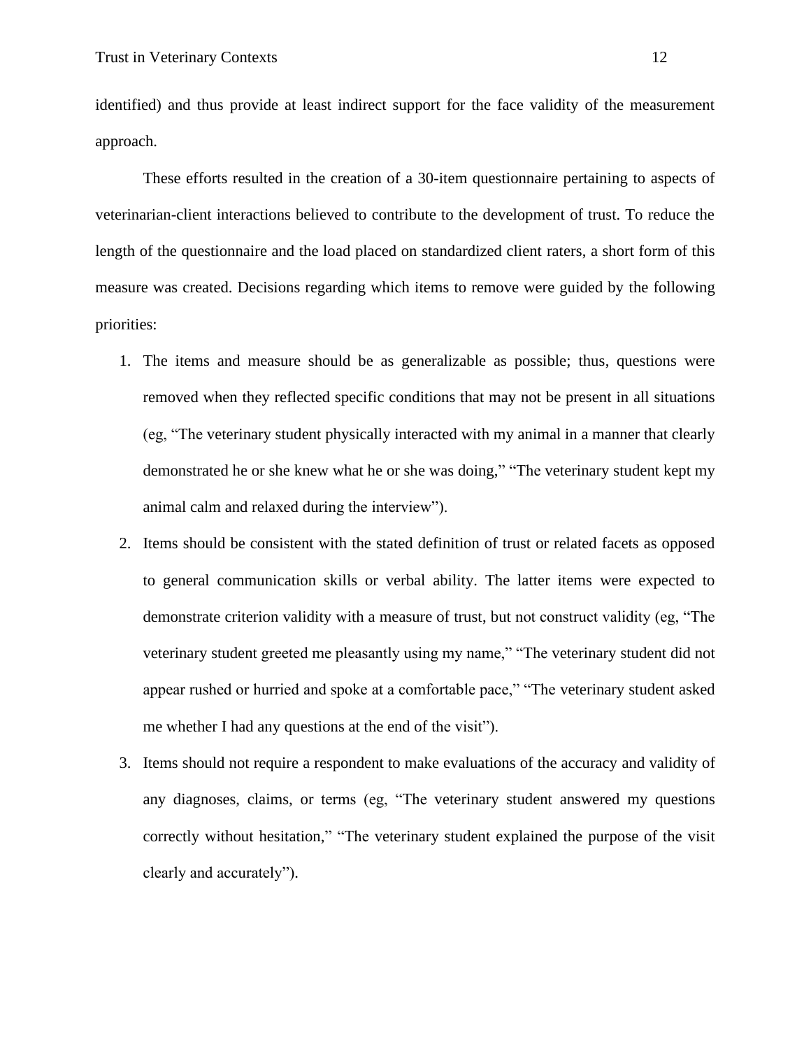identified) and thus provide at least indirect support for the face validity of the measurement approach.

These efforts resulted in the creation of a 30-item questionnaire pertaining to aspects of veterinarian-client interactions believed to contribute to the development of trust. To reduce the length of the questionnaire and the load placed on standardized client raters, a short form of this measure was created. Decisions regarding which items to remove were guided by the following priorities:

1. The items and measure should be as generalizable as possible; thus, questions were removed when they reflected specific conditions that may not be present in all situations (eg, "The veterinary student physically interacted with my animal in a manner that clearly demonstrated he or she knew what he or she was doing," "The veterinary student kept my animal calm and relaxed during the interview").
2. Items should be consistent with the stated definition of trust or related facets as opposed to general communication skills or verbal ability. The latter items were expected to demonstrate criterion validity with a measure of trust, but not construct validity (eg, "The veterinary student greeted me pleasantly using my name," "The veterinary student did not appear rushed or hurried and spoke at a comfortable pace," "The veterinary student asked me whether I had any questions at the end of the visit").
3. Items should not require a respondent to make evaluations of the accuracy and validity of any diagnoses, claims, or terms (eg, "The veterinary student answered my questions correctly without hesitation," "The veterinary student explained the purpose of the visit clearly and accurately").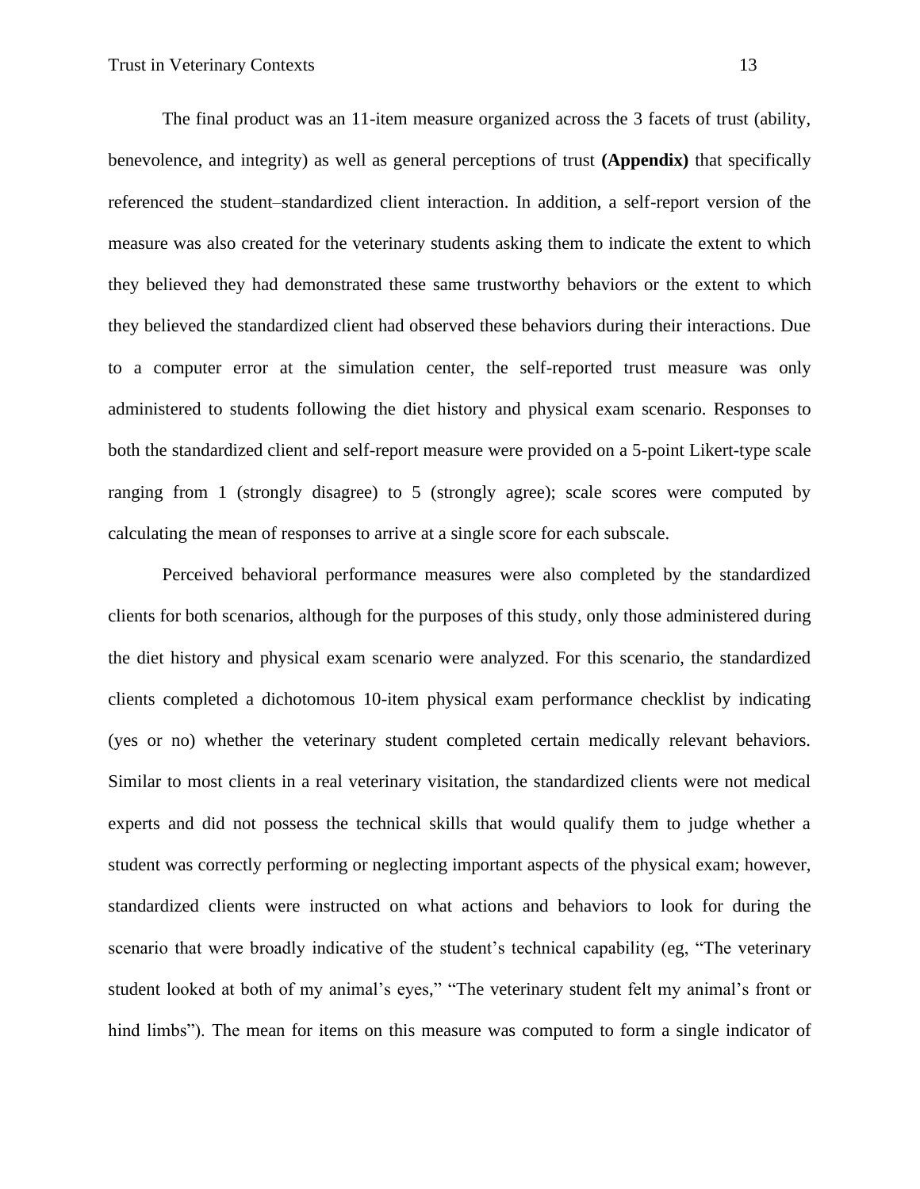The final product was an 11-item measure organized across the 3 facets of trust (ability, benevolence, and integrity) as well as general perceptions of trust **(Appendix)** that specifically referenced the student–standardized client interaction. In addition, a self-report version of the measure was also created for the veterinary students asking them to indicate the extent to which they believed they had demonstrated these same trustworthy behaviors or the extent to which they believed the standardized client had observed these behaviors during their interactions. Due to a computer error at the simulation center, the self-reported trust measure was only administered to students following the diet history and physical exam scenario. Responses to both the standardized client and self-report measure were provided on a 5-point Likert-type scale ranging from 1 (strongly disagree) to 5 (strongly agree); scale scores were computed by calculating the mean of responses to arrive at a single score for each subscale.

Perceived behavioral performance measures were also completed by the standardized clients for both scenarios, although for the purposes of this study, only those administered during the diet history and physical exam scenario were analyzed. For this scenario, the standardized clients completed a dichotomous 10-item physical exam performance checklist by indicating (yes or no) whether the veterinary student completed certain medically relevant behaviors. Similar to most clients in a real veterinary visitation, the standardized clients were not medical experts and did not possess the technical skills that would qualify them to judge whether a student was correctly performing or neglecting important aspects of the physical exam; however, standardized clients were instructed on what actions and behaviors to look for during the scenario that were broadly indicative of the student's technical capability (eg, "The veterinary student looked at both of my animal's eyes," "The veterinary student felt my animal's front or hind limbs"). The mean for items on this measure was computed to form a single indicator of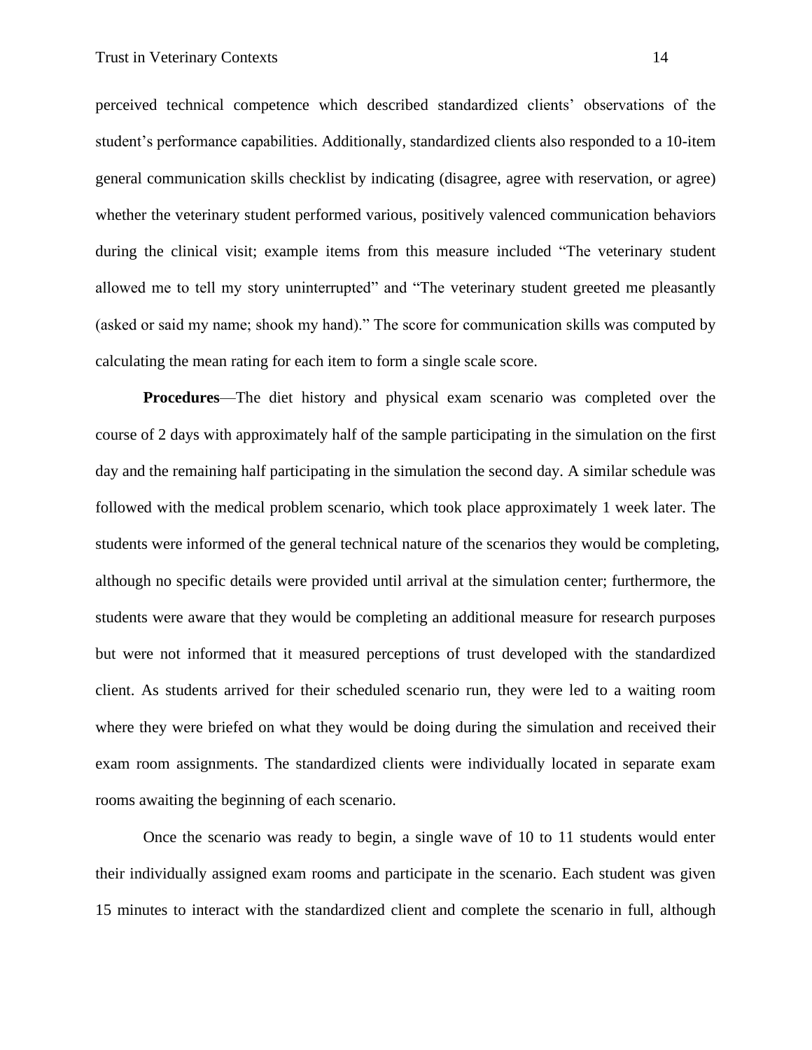perceived technical competence which described standardized clients' observations of the student's performance capabilities. Additionally, standardized clients also responded to a 10-item general communication skills checklist by indicating (disagree, agree with reservation, or agree) whether the veterinary student performed various, positively valenced communication behaviors during the clinical visit; example items from this measure included "The veterinary student allowed me to tell my story uninterrupted" and "The veterinary student greeted me pleasantly (asked or said my name; shook my hand)." The score for communication skills was computed by calculating the mean rating for each item to form a single scale score.

**Procedures**—The diet history and physical exam scenario was completed over the course of 2 days with approximately half of the sample participating in the simulation on the first day and the remaining half participating in the simulation the second day. A similar schedule was followed with the medical problem scenario, which took place approximately 1 week later. The students were informed of the general technical nature of the scenarios they would be completing, although no specific details were provided until arrival at the simulation center; furthermore, the students were aware that they would be completing an additional measure for research purposes but were not informed that it measured perceptions of trust developed with the standardized client. As students arrived for their scheduled scenario run, they were led to a waiting room where they were briefed on what they would be doing during the simulation and received their exam room assignments. The standardized clients were individually located in separate exam rooms awaiting the beginning of each scenario.

Once the scenario was ready to begin, a single wave of 10 to 11 students would enter their individually assigned exam rooms and participate in the scenario. Each student was given 15 minutes to interact with the standardized client and complete the scenario in full, although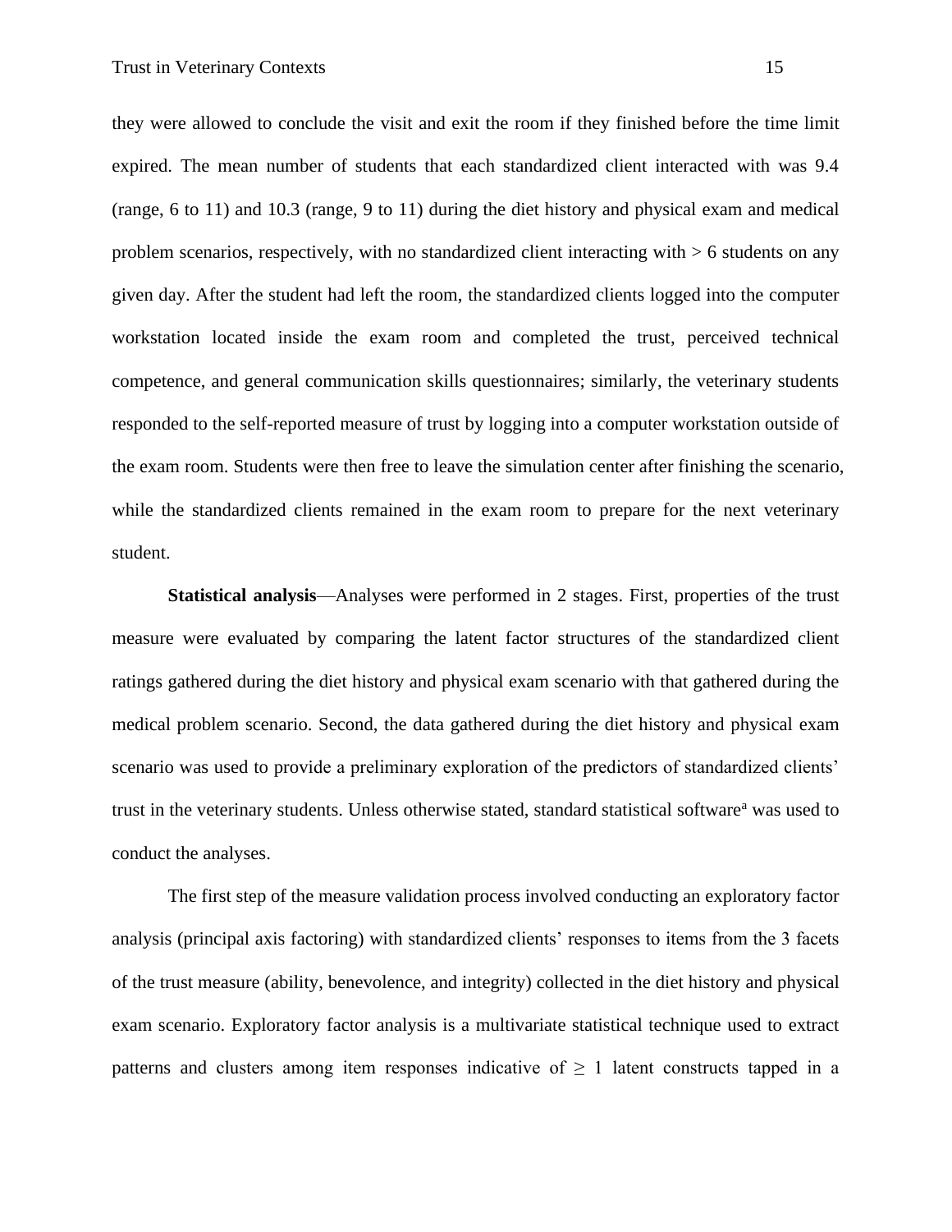they were allowed to conclude the visit and exit the room if they finished before the time limit expired. The mean number of students that each standardized client interacted with was 9.4 (range, 6 to 11) and 10.3 (range, 9 to 11) during the diet history and physical exam and medical problem scenarios, respectively, with no standardized client interacting with > 6 students on any given day. After the student had left the room, the standardized clients logged into the computer workstation located inside the exam room and completed the trust, perceived technical competence, and general communication skills questionnaires; similarly, the veterinary students responded to the self-reported measure of trust by logging into a computer workstation outside of the exam room. Students were then free to leave the simulation center after finishing the scenario, while the standardized clients remained in the exam room to prepare for the next veterinary student.

**Statistical analysis**—Analyses were performed in 2 stages. First, properties of the trust measure were evaluated by comparing the latent factor structures of the standardized client ratings gathered during the diet history and physical exam scenario with that gathered during the medical problem scenario. Second, the data gathered during the diet history and physical exam scenario was used to provide a preliminary exploration of the predictors of standardized clients' trust in the veterinary students. Unless otherwise stated, standard statistical software[a] was used to conduct the analyses.

The first step of the measure validation process involved conducting an exploratory factor analysis (principal axis factoring) with standardized clients' responses to items from the 3 facets of the trust measure (ability, benevolence, and integrity) collected in the diet history and physical exam scenario. Exploratory factor analysis is a multivariate statistical technique used to extract patterns and clusters among item responses indicative of ≥ 1 latent constructs tapped in a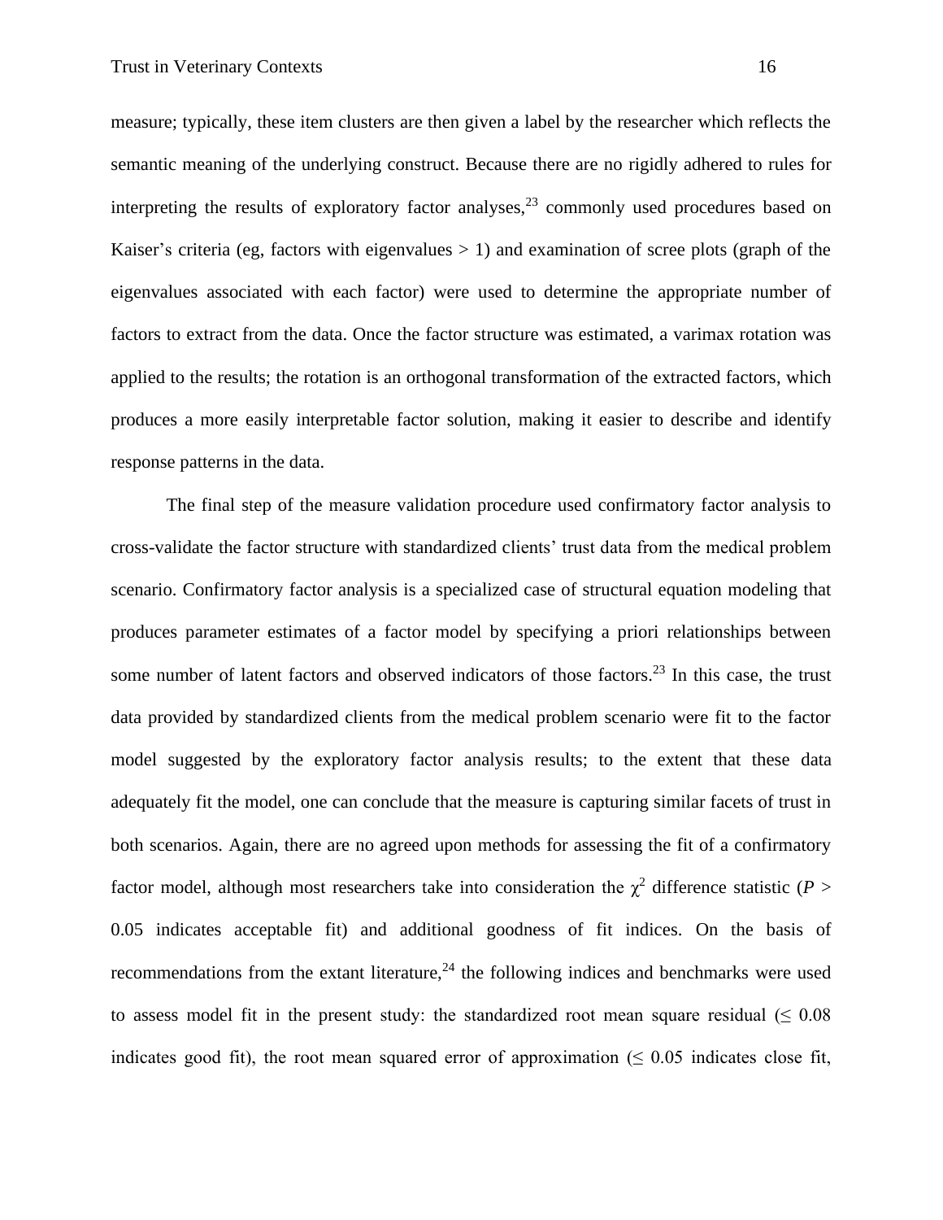measure; typically, these item clusters are then given a label by the researcher which reflects the semantic meaning of the underlying construct. Because there are no rigidly adhered to rules for interpreting the results of exploratory factor analyses,[23] commonly used procedures based on Kaiser's criteria (eg, factors with eigenvalues > 1) and examination of scree plots (graph of the eigenvalues associated with each factor) were used to determine the appropriate number of factors to extract from the data. Once the factor structure was estimated, a varimax rotation was applied to the results; the rotation is an orthogonal transformation of the extracted factors, which produces a more easily interpretable factor solution, making it easier to describe and identify response patterns in the data.

The final step of the measure validation procedure used confirmatory factor analysis to cross-validate the factor structure with standardized clients' trust data from the medical problem scenario. Confirmatory factor analysis is a specialized case of structural equation modeling that produces parameter estimates of a factor model by specifying a priori relationships between some number of latent factors and observed indicators of those factors.[23] In this case, the trust data provided by standardized clients from the medical problem scenario were fit to the factor model suggested by the exploratory factor analysis results; to the extent that these data adequately fit the model, one can conclude that the measure is capturing similar facets of trust in both scenarios. Again, there are no agreed upon methods for assessing the fit of a confirmatory factor model, although most researchers take into consideration the $\chi^2$ difference statistic ($P > 0.05$ indicates acceptable fit) and additional goodness of fit indices. On the basis of recommendations from the extant literature,[24] the following indices and benchmarks were used to assess model fit in the present study: the standardized root mean square residual ($\leq 0.08$ indicates good fit), the root mean squared error of approximation ($\leq 0.05$ indicates close fit,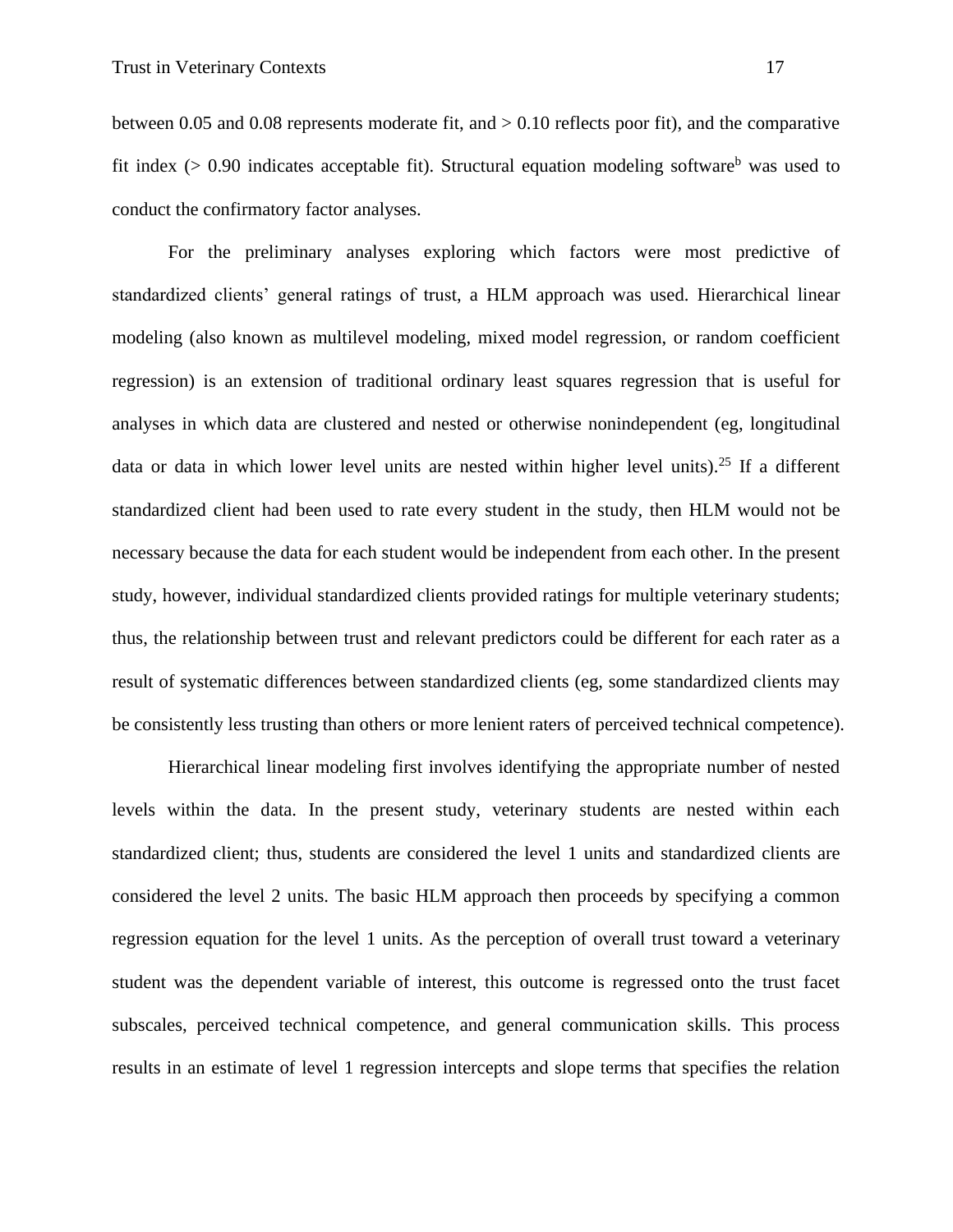between 0.05 and 0.08 represents moderate fit, and > 0.10 reflects poor fit), and the comparative fit index (> 0.90 indicates acceptable fit). Structural equation modeling software[b] was used to conduct the confirmatory factor analyses.

For the preliminary analyses exploring which factors were most predictive of standardized clients' general ratings of trust, a HLM approach was used. Hierarchical linear modeling (also known as multilevel modeling, mixed model regression, or random coefficient regression) is an extension of traditional ordinary least squares regression that is useful for analyses in which data are clustered and nested or otherwise nonindependent (eg, longitudinal data or data in which lower level units are nested within higher level units).[25] If a different standardized client had been used to rate every student in the study, then HLM would not be necessary because the data for each student would be independent from each other. In the present study, however, individual standardized clients provided ratings for multiple veterinary students; thus, the relationship between trust and relevant predictors could be different for each rater as a result of systematic differences between standardized clients (eg, some standardized clients may be consistently less trusting than others or more lenient raters of perceived technical competence).

Hierarchical linear modeling first involves identifying the appropriate number of nested levels within the data. In the present study, veterinary students are nested within each standardized client; thus, students are considered the level 1 units and standardized clients are considered the level 2 units. The basic HLM approach then proceeds by specifying a common regression equation for the level 1 units. As the perception of overall trust toward a veterinary student was the dependent variable of interest, this outcome is regressed onto the trust facet subscales, perceived technical competence, and general communication skills. This process results in an estimate of level 1 regression intercepts and slope terms that specifies the relation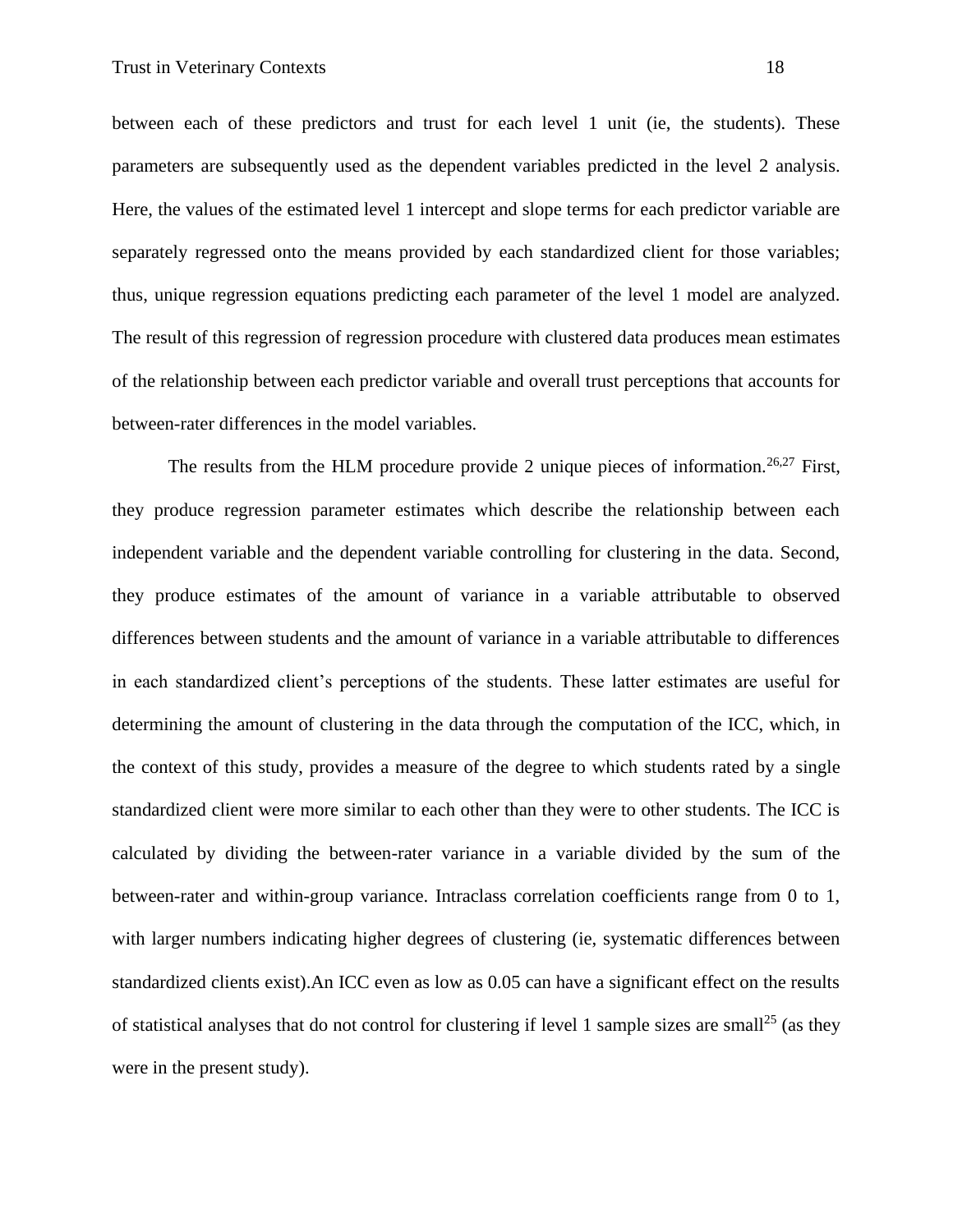between each of these predictors and trust for each level 1 unit (ie, the students). These parameters are subsequently used as the dependent variables predicted in the level 2 analysis. Here, the values of the estimated level 1 intercept and slope terms for each predictor variable are separately regressed onto the means provided by each standardized client for those variables; thus, unique regression equations predicting each parameter of the level 1 model are analyzed. The result of this regression of regression procedure with clustered data produces mean estimates of the relationship between each predictor variable and overall trust perceptions that accounts for between-rater differences in the model variables.

The results from the HLM procedure provide 2 unique pieces of information.[26,27] First, they produce regression parameter estimates which describe the relationship between each independent variable and the dependent variable controlling for clustering in the data. Second, they produce estimates of the amount of variance in a variable attributable to observed differences between students and the amount of variance in a variable attributable to differences in each standardized client's perceptions of the students. These latter estimates are useful for determining the amount of clustering in the data through the computation of the ICC, which, in the context of this study, provides a measure of the degree to which students rated by a single standardized client were more similar to each other than they were to other students. The ICC is calculated by dividing the between-rater variance in a variable divided by the sum of the between-rater and within-group variance. Intraclass correlation coefficients range from 0 to 1, with larger numbers indicating higher degrees of clustering (ie, systematic differences between standardized clients exist).An ICC even as low as 0.05 can have a significant effect on the results of statistical analyses that do not control for clustering if level 1 sample sizes are small[25] (as they were in the present study).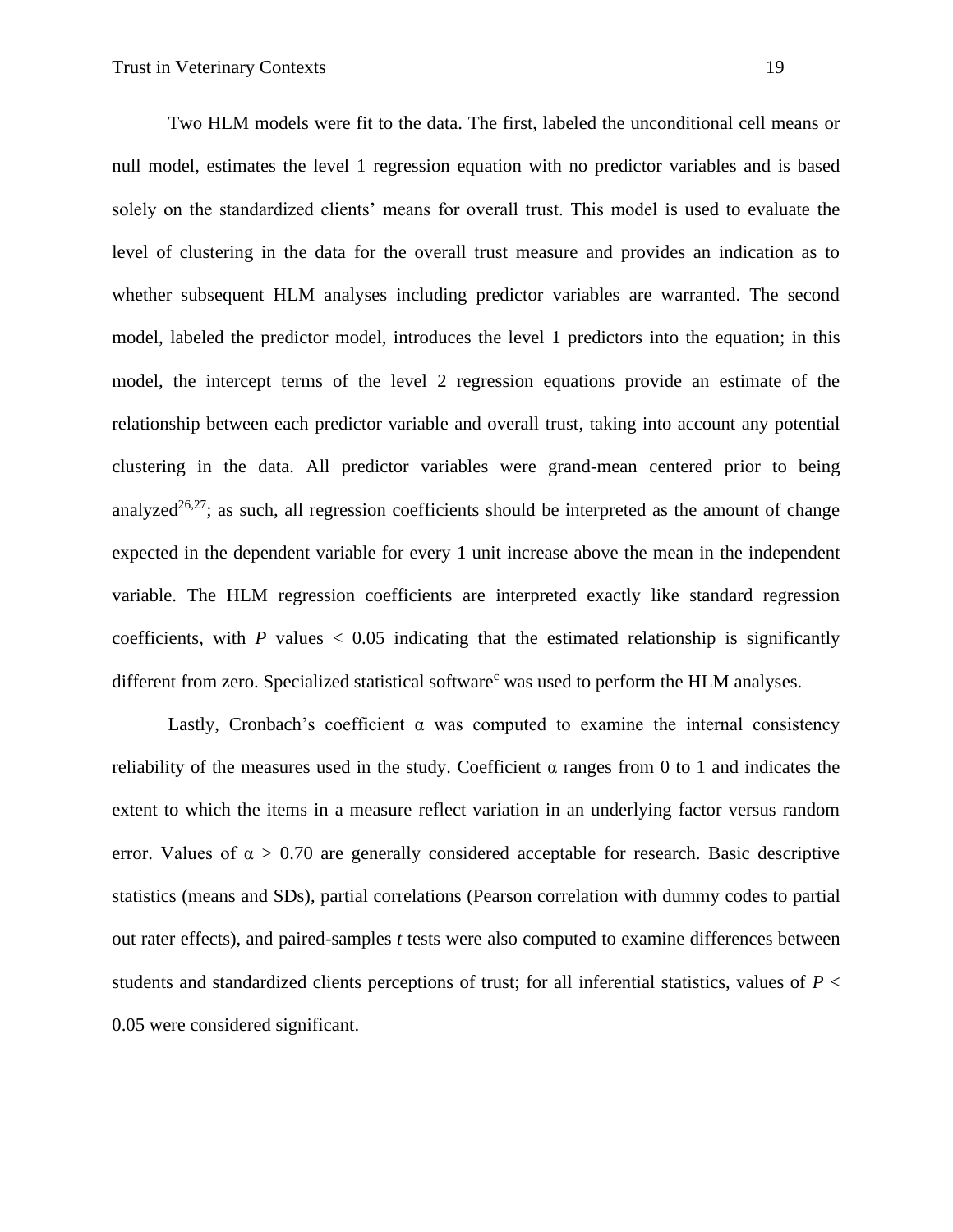Two HLM models were fit to the data. The first, labeled the unconditional cell means or null model, estimates the level 1 regression equation with no predictor variables and is based solely on the standardized clients' means for overall trust. This model is used to evaluate the level of clustering in the data for the overall trust measure and provides an indication as to whether subsequent HLM analyses including predictor variables are warranted. The second model, labeled the predictor model, introduces the level 1 predictors into the equation; in this model, the intercept terms of the level 2 regression equations provide an estimate of the relationship between each predictor variable and overall trust, taking into account any potential clustering in the data. All predictor variables were grand-mean centered prior to being analyzed[26,27]; as such, all regression coefficients should be interpreted as the amount of change expected in the dependent variable for every 1 unit increase above the mean in the independent variable. The HLM regression coefficients are interpreted exactly like standard regression coefficients, with $P$ values $< 0.05$ indicating that the estimated relationship is significantly different from zero. Specialized statistical software[c] was used to perform the HLM analyses.

Lastly, Cronbach's coefficient $\alpha$ was computed to examine the internal consistency reliability of the measures used in the study. Coefficient $\alpha$ ranges from 0 to 1 and indicates the extent to which the items in a measure reflect variation in an underlying factor versus random error. Values of $\alpha > 0.70$ are generally considered acceptable for research. Basic descriptive statistics (means and SDs), partial correlations (Pearson correlation with dummy codes to partial out rater effects), and paired-samples $t$ tests were also computed to examine differences between students and standardized clients perceptions of trust; for all inferential statistics, values of $P < 0.05$ were considered significant.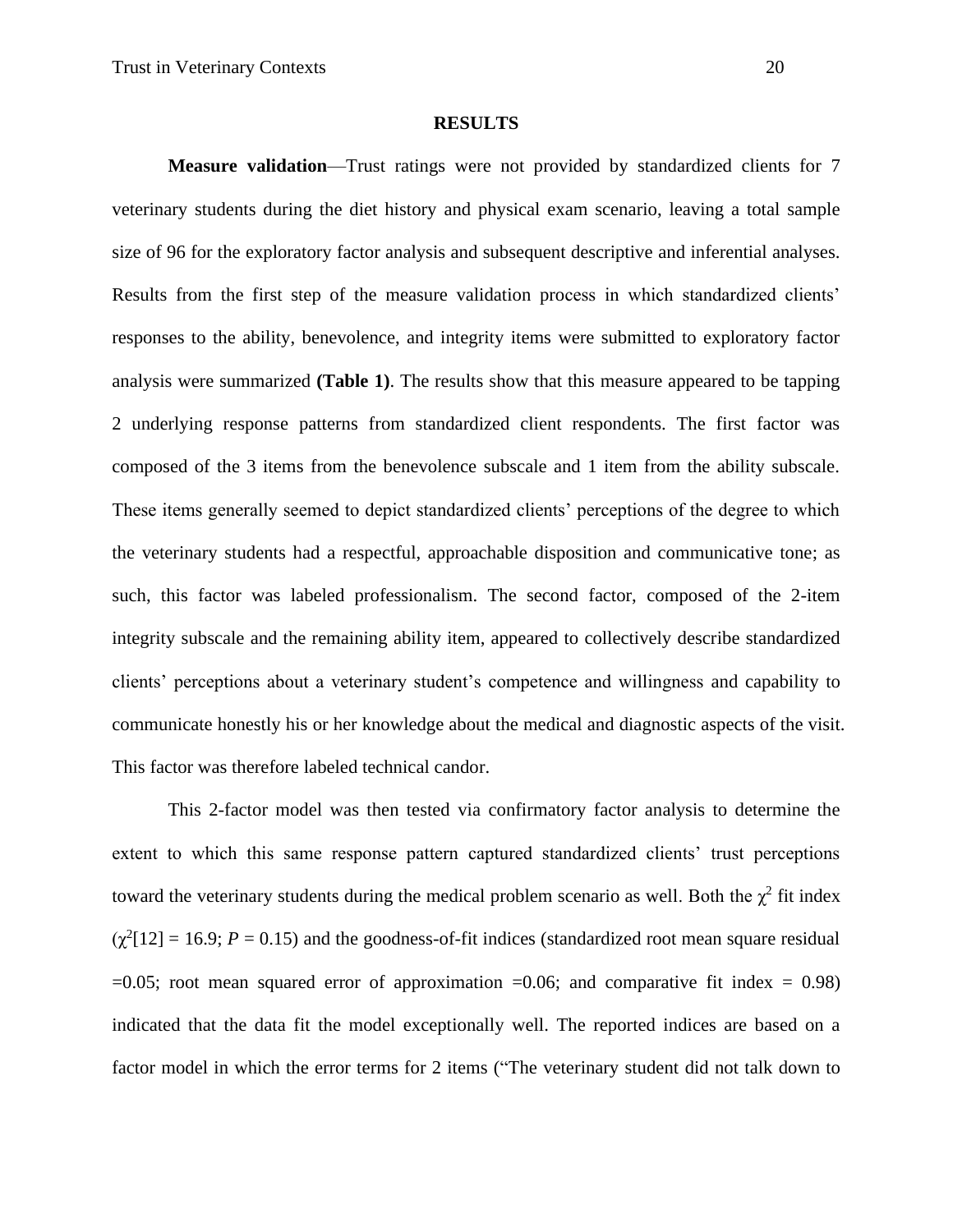## RESULTS

**Measure validation**—Trust ratings were not provided by standardized clients for 7 veterinary students during the diet history and physical exam scenario, leaving a total sample size of 96 for the exploratory factor analysis and subsequent descriptive and inferential analyses. Results from the first step of the measure validation process in which standardized clients' responses to the ability, benevolence, and integrity items were submitted to exploratory factor analysis were summarized **(Table 1)**. The results show that this measure appeared to be tapping 2 underlying response patterns from standardized client respondents. The first factor was composed of the 3 items from the benevolence subscale and 1 item from the ability subscale. These items generally seemed to depict standardized clients' perceptions of the degree to which the veterinary students had a respectful, approachable disposition and communicative tone; as such, this factor was labeled professionalism. The second factor, composed of the 2-item integrity subscale and the remaining ability item, appeared to collectively describe standardized clients' perceptions about a veterinary student's competence and willingness and capability to communicate honestly his or her knowledge about the medical and diagnostic aspects of the visit. This factor was therefore labeled technical candor.

This 2-factor model was then tested via confirmatory factor analysis to determine the extent to which this same response pattern captured standardized clients' trust perceptions toward the veterinary students during the medical problem scenario as well. Both the $\chi^2$ fit index ($\chi^2[12] = 16.9$; $P = 0.15$) and the goodness-of-fit indices (standardized root mean square residual =0.05; root mean squared error of approximation =0.06; and comparative fit index = 0.98) indicated that the data fit the model exceptionally well. The reported indices are based on a factor model in which the error terms for 2 items ("The veterinary student did not talk down to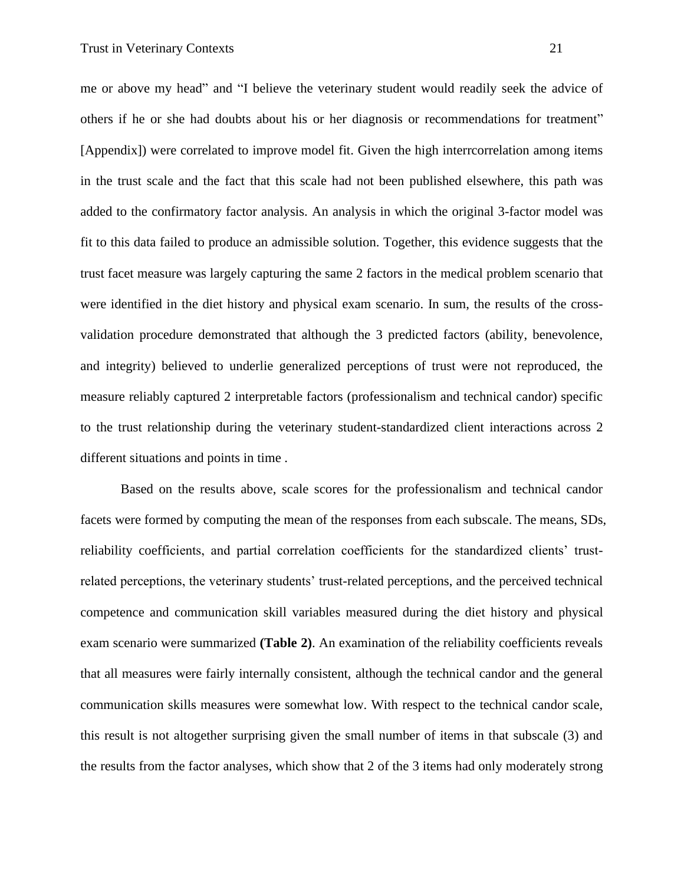me or above my head" and "I believe the veterinary student would readily seek the advice of others if he or she had doubts about his or her diagnosis or recommendations for treatment" [Appendix]) were correlated to improve model fit. Given the high interrcorrelation among items in the trust scale and the fact that this scale had not been published elsewhere, this path was added to the confirmatory factor analysis. An analysis in which the original 3-factor model was fit to this data failed to produce an admissible solution. Together, this evidence suggests that the trust facet measure was largely capturing the same 2 factors in the medical problem scenario that were identified in the diet history and physical exam scenario. In sum, the results of the cross-validation procedure demonstrated that although the 3 predicted factors (ability, benevolence, and integrity) believed to underlie generalized perceptions of trust were not reproduced, the measure reliably captured 2 interpretable factors (professionalism and technical candor) specific to the trust relationship during the veterinary student-standardized client interactions across 2 different situations and points in time .

Based on the results above, scale scores for the professionalism and technical candor facets were formed by computing the mean of the responses from each subscale. The means, SDs, reliability coefficients, and partial correlation coefficients for the standardized clients' trust-related perceptions, the veterinary students' trust-related perceptions, and the perceived technical competence and communication skill variables measured during the diet history and physical exam scenario were summarized **(Table 2)**. An examination of the reliability coefficients reveals that all measures were fairly internally consistent, although the technical candor and the general communication skills measures were somewhat low. With respect to the technical candor scale, this result is not altogether surprising given the small number of items in that subscale (3) and the results from the factor analyses, which show that 2 of the 3 items had only moderately strong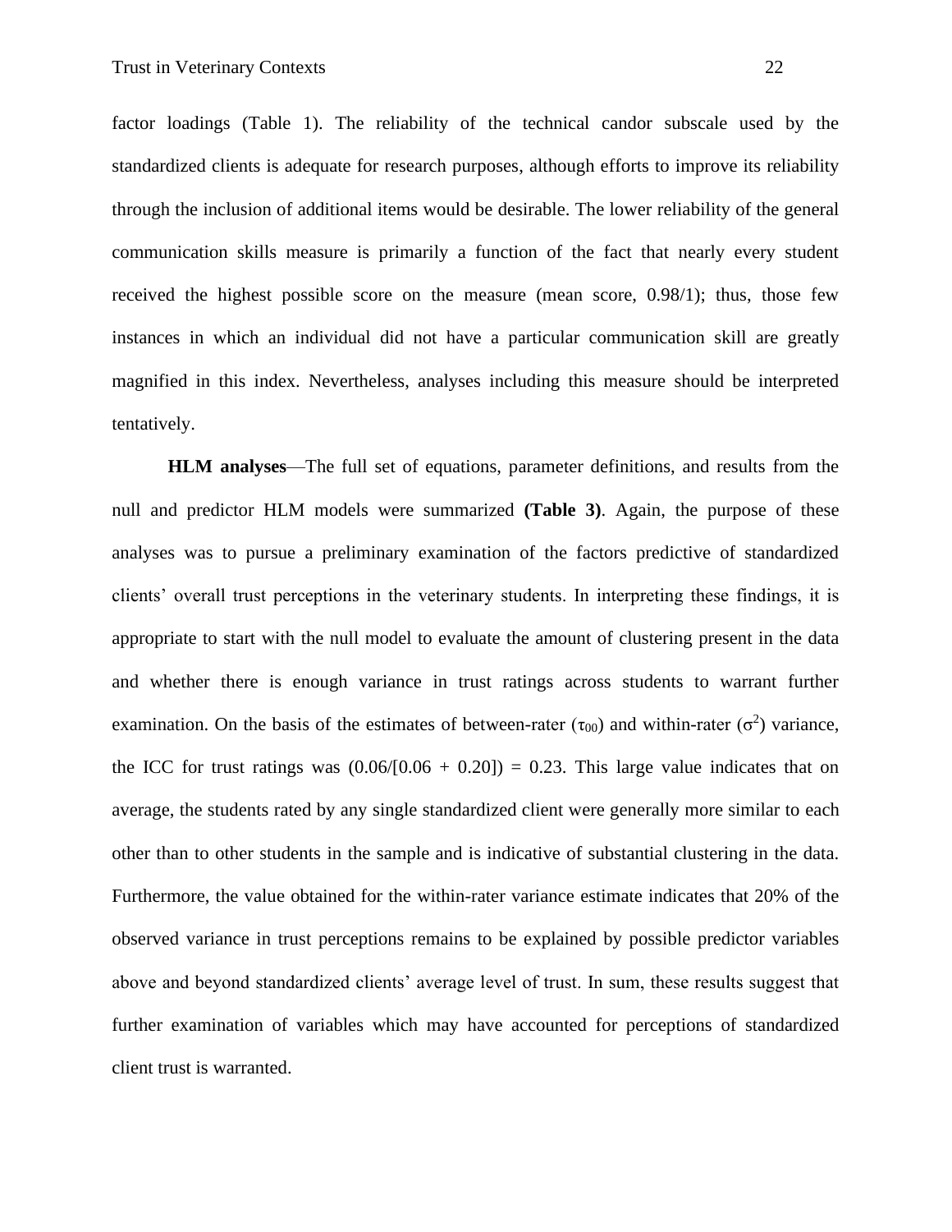factor loadings (Table 1). The reliability of the technical candor subscale used by the standardized clients is adequate for research purposes, although efforts to improve its reliability through the inclusion of additional items would be desirable. The lower reliability of the general communication skills measure is primarily a function of the fact that nearly every student received the highest possible score on the measure (mean score, 0.98/1); thus, those few instances in which an individual did not have a particular communication skill are greatly magnified in this index. Nevertheless, analyses including this measure should be interpreted tentatively.

**HLM analyses**—The full set of equations, parameter definitions, and results from the null and predictor HLM models were summarized **(Table 3)**. Again, the purpose of these analyses was to pursue a preliminary examination of the factors predictive of standardized clients' overall trust perceptions in the veterinary students. In interpreting these findings, it is appropriate to start with the null model to evaluate the amount of clustering present in the data and whether there is enough variance in trust ratings across students to warrant further examination. On the basis of the estimates of between-rater ($\tau_{00}$) and within-rater ($\sigma^2$) variance, the ICC for trust ratings was $(0.06/[0.06 + 0.20]) = 0.23$. This large value indicates that on average, the students rated by any single standardized client were generally more similar to each other than to other students in the sample and is indicative of substantial clustering in the data. Furthermore, the value obtained for the within-rater variance estimate indicates that 20% of the observed variance in trust perceptions remains to be explained by possible predictor variables above and beyond standardized clients' average level of trust. In sum, these results suggest that further examination of variables which may have accounted for perceptions of standardized client trust is warranted.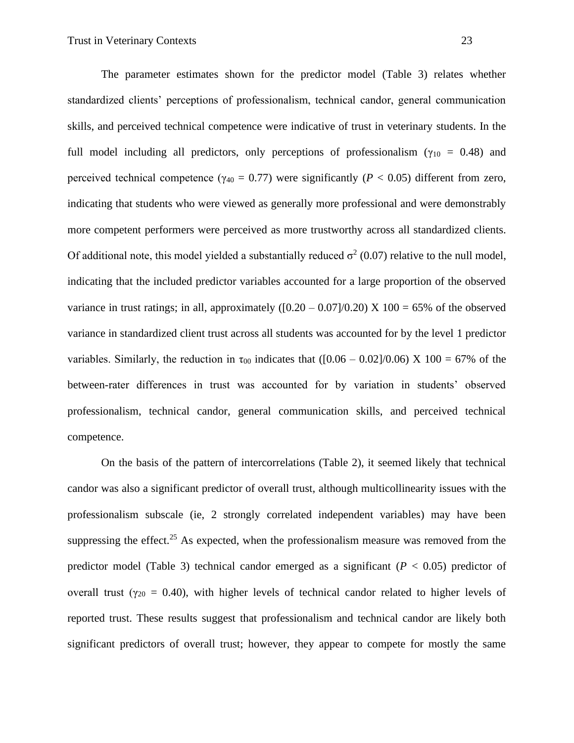The parameter estimates shown for the predictor model (Table 3) relates whether standardized clients' perceptions of professionalism, technical candor, general communication skills, and perceived technical competence were indicative of trust in veterinary students. In the full model including all predictors, only perceptions of professionalism ($\gamma_{10}$ = 0.48) and perceived technical competence ($\gamma_{40}$ = 0.77) were significantly ($P$ < 0.05) different from zero, indicating that students who were viewed as generally more professional and were demonstrably more competent performers were perceived as more trustworthy across all standardized clients. Of additional note, this model yielded a substantially reduced $\sigma^2$ (0.07) relative to the null model, indicating that the included predictor variables accounted for a large proportion of the observed variance in trust ratings; in all, approximately ([0.20 – 0.07]/0.20) X 100 = 65% of the observed variance in standardized client trust across all students was accounted for by the level 1 predictor variables. Similarly, the reduction in $\tau_{00}$ indicates that ([0.06 – 0.02]/0.06) X 100 = 67% of the between-rater differences in trust was accounted for by variation in students' observed professionalism, technical candor, general communication skills, and perceived technical competence.

On the basis of the pattern of intercorrelations (Table 2), it seemed likely that technical candor was also a significant predictor of overall trust, although multicollinearity issues with the professionalism subscale (ie, 2 strongly correlated independent variables) may have been suppressing the effect.[25] As expected, when the professionalism measure was removed from the predictor model (Table 3) technical candor emerged as a significant ($P$ < 0.05) predictor of overall trust ($\gamma_{20}$ = 0.40), with higher levels of technical candor related to higher levels of reported trust. These results suggest that professionalism and technical candor are likely both significant predictors of overall trust; however, they appear to compete for mostly the same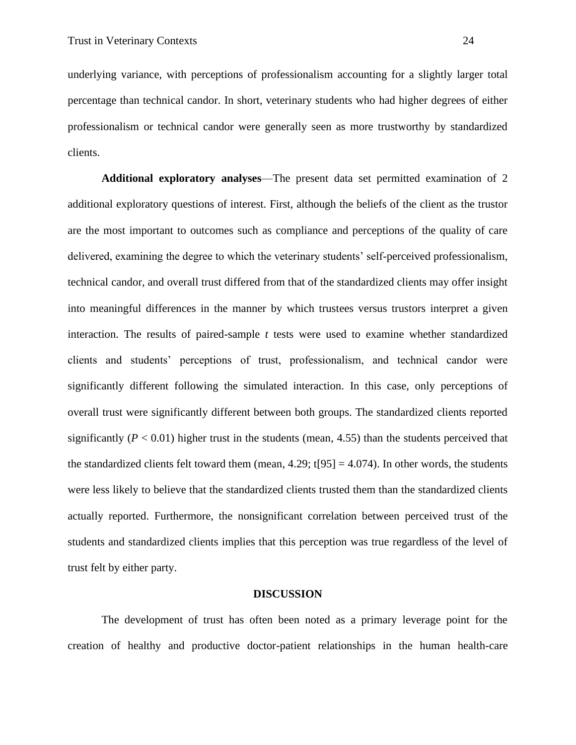underlying variance, with perceptions of professionalism accounting for a slightly larger total percentage than technical candor. In short, veterinary students who had higher degrees of either professionalism or technical candor were generally seen as more trustworthy by standardized clients.

**Additional exploratory analyses**—The present data set permitted examination of 2 additional exploratory questions of interest. First, although the beliefs of the client as the trustor are the most important to outcomes such as compliance and perceptions of the quality of care delivered, examining the degree to which the veterinary students' self-perceived professionalism, technical candor, and overall trust differed from that of the standardized clients may offer insight into meaningful differences in the manner by which trustees versus trustors interpret a given interaction. The results of paired-sample *t* tests were used to examine whether standardized clients and students' perceptions of trust, professionalism, and technical candor were significantly different following the simulated interaction. In this case, only perceptions of overall trust were significantly different between both groups. The standardized clients reported significantly ($P < 0.01$) higher trust in the students (mean, 4.55) than the students perceived that the standardized clients felt toward them (mean, 4.29; $t[95] = 4.074$). In other words, the students were less likely to believe that the standardized clients trusted them than the standardized clients actually reported. Furthermore, the nonsignificant correlation between perceived trust of the students and standardized clients implies that this perception was true regardless of the level of trust felt by either party.

## DISCUSSION

The development of trust has often been noted as a primary leverage point for the creation of healthy and productive doctor-patient relationships in the human health-care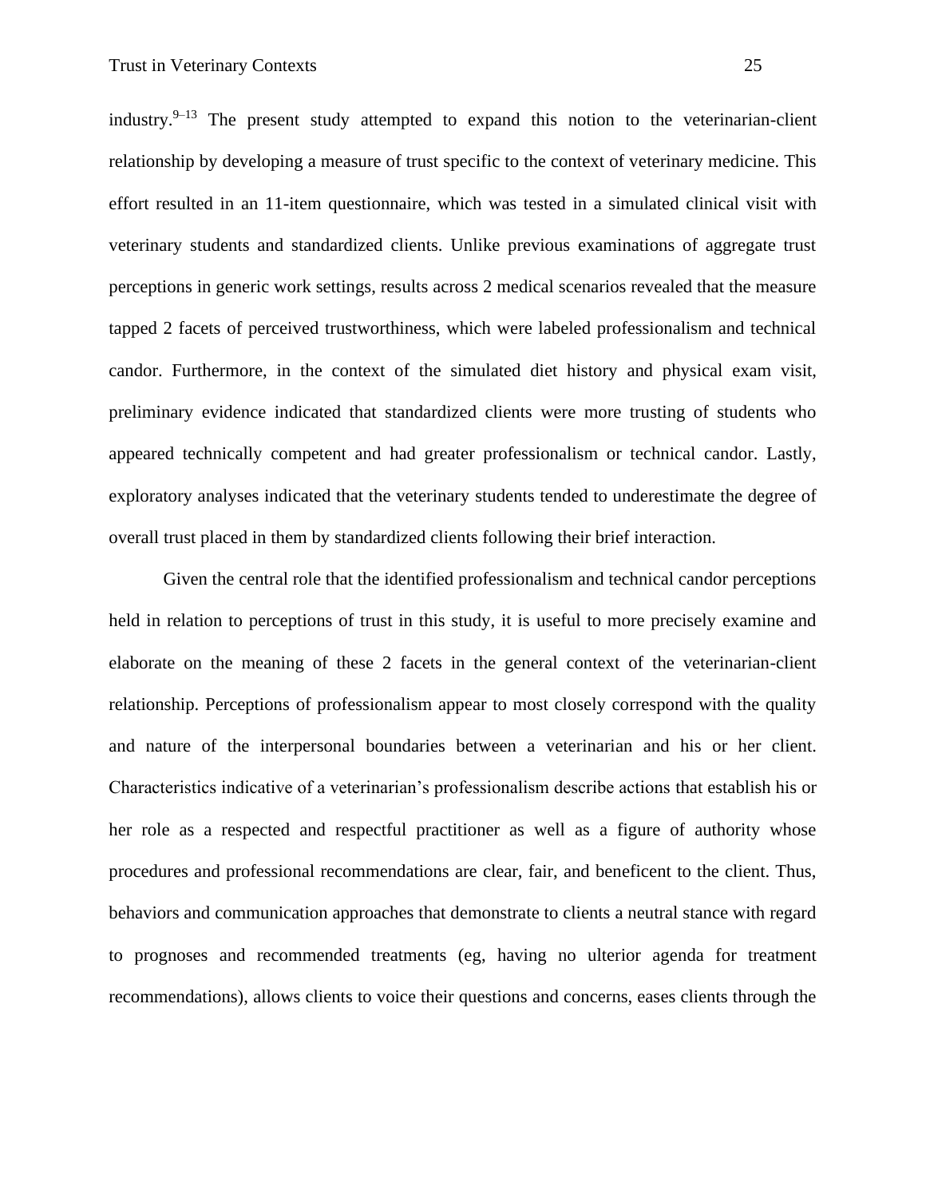industry.[9–13] The present study attempted to expand this notion to the veterinarian-client relationship by developing a measure of trust specific to the context of veterinary medicine. This effort resulted in an 11-item questionnaire, which was tested in a simulated clinical visit with veterinary students and standardized clients. Unlike previous examinations of aggregate trust perceptions in generic work settings, results across 2 medical scenarios revealed that the measure tapped 2 facets of perceived trustworthiness, which were labeled professionalism and technical candor. Furthermore, in the context of the simulated diet history and physical exam visit, preliminary evidence indicated that standardized clients were more trusting of students who appeared technically competent and had greater professionalism or technical candor. Lastly, exploratory analyses indicated that the veterinary students tended to underestimate the degree of overall trust placed in them by standardized clients following their brief interaction.

Given the central role that the identified professionalism and technical candor perceptions held in relation to perceptions of trust in this study, it is useful to more precisely examine and elaborate on the meaning of these 2 facets in the general context of the veterinarian-client relationship. Perceptions of professionalism appear to most closely correspond with the quality and nature of the interpersonal boundaries between a veterinarian and his or her client. Characteristics indicative of a veterinarian's professionalism describe actions that establish his or her role as a respected and respectful practitioner as well as a figure of authority whose procedures and professional recommendations are clear, fair, and beneficent to the client. Thus, behaviors and communication approaches that demonstrate to clients a neutral stance with regard to prognoses and recommended treatments (eg, having no ulterior agenda for treatment recommendations), allows clients to voice their questions and concerns, eases clients through the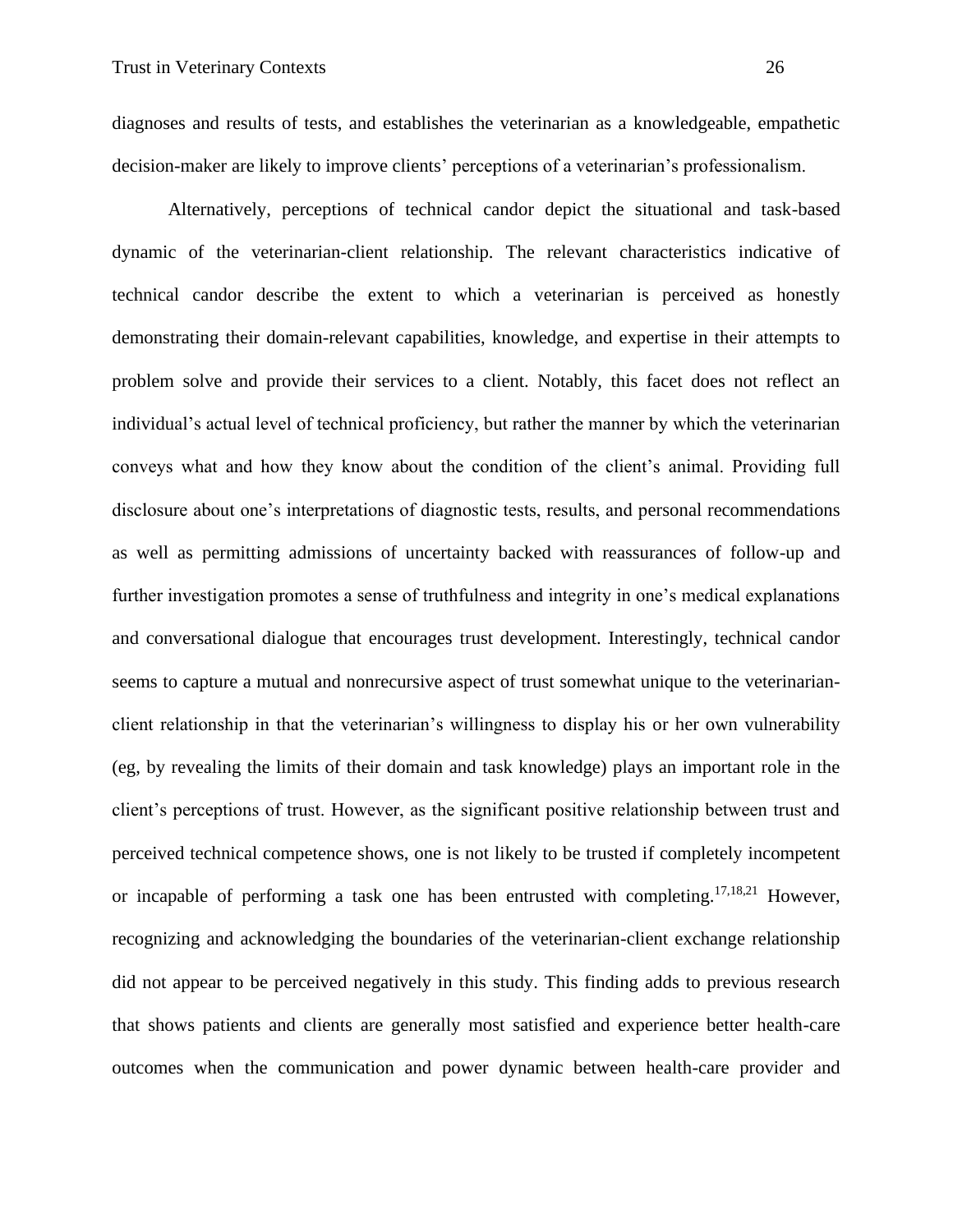diagnoses and results of tests, and establishes the veterinarian as a knowledgeable, empathetic decision-maker are likely to improve clients' perceptions of a veterinarian's professionalism.

Alternatively, perceptions of technical candor depict the situational and task-based dynamic of the veterinarian-client relationship. The relevant characteristics indicative of technical candor describe the extent to which a veterinarian is perceived as honestly demonstrating their domain-relevant capabilities, knowledge, and expertise in their attempts to problem solve and provide their services to a client. Notably, this facet does not reflect an individual's actual level of technical proficiency, but rather the manner by which the veterinarian conveys what and how they know about the condition of the client's animal. Providing full disclosure about one's interpretations of diagnostic tests, results, and personal recommendations as well as permitting admissions of uncertainty backed with reassurances of follow-up and further investigation promotes a sense of truthfulness and integrity in one's medical explanations and conversational dialogue that encourages trust development. Interestingly, technical candor seems to capture a mutual and nonrecursive aspect of trust somewhat unique to the veterinarian-client relationship in that the veterinarian's willingness to display his or her own vulnerability (eg, by revealing the limits of their domain and task knowledge) plays an important role in the client's perceptions of trust. However, as the significant positive relationship between trust and perceived technical competence shows, one is not likely to be trusted if completely incompetent or incapable of performing a task one has been entrusted with completing.[17,18,21] However, recognizing and acknowledging the boundaries of the veterinarian-client exchange relationship did not appear to be perceived negatively in this study. This finding adds to previous research that shows patients and clients are generally most satisfied and experience better health-care outcomes when the communication and power dynamic between health-care provider and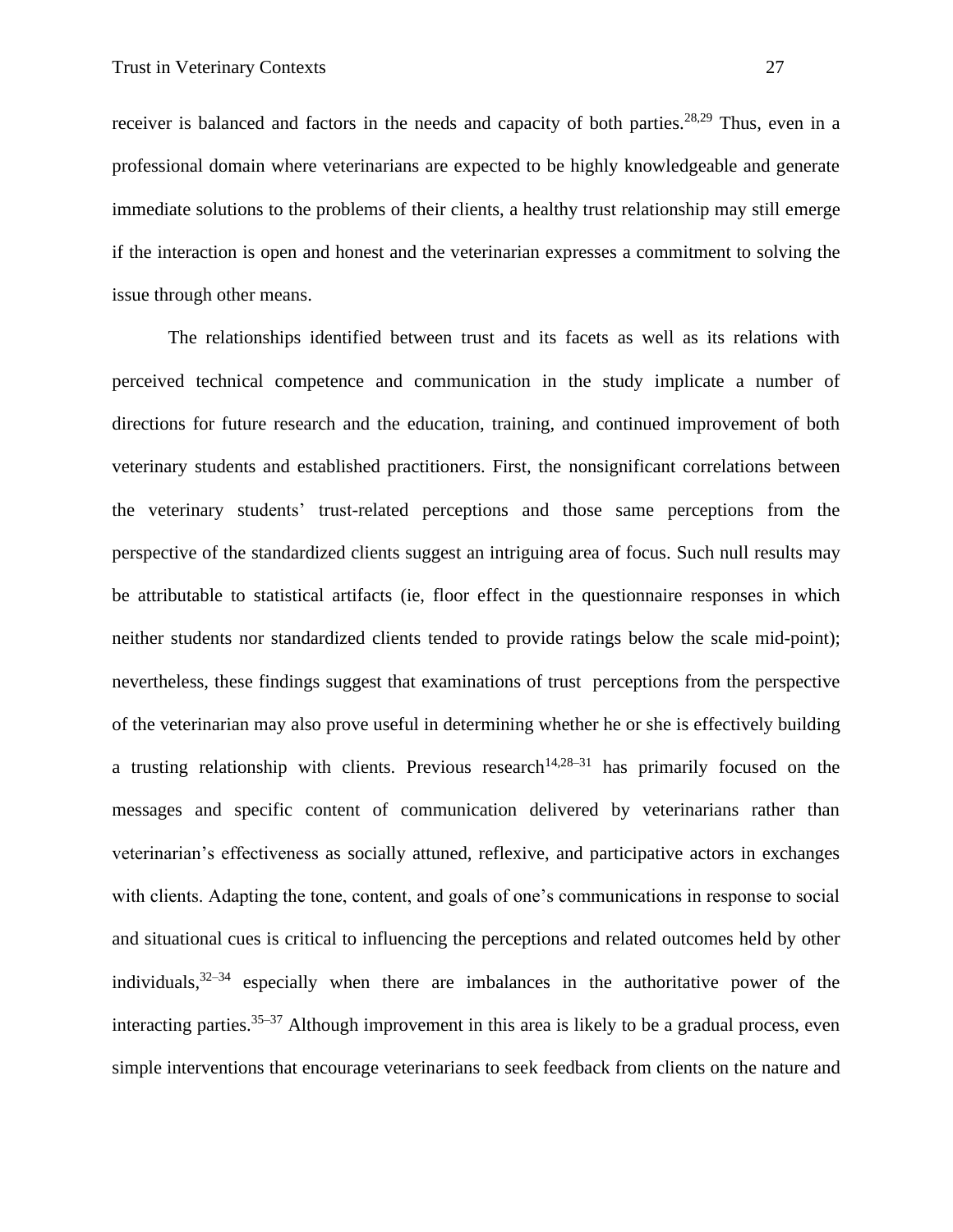receiver is balanced and factors in the needs and capacity of both parties.[28,29] Thus, even in a professional domain where veterinarians are expected to be highly knowledgeable and generate immediate solutions to the problems of their clients, a healthy trust relationship may still emerge if the interaction is open and honest and the veterinarian expresses a commitment to solving the issue through other means.

The relationships identified between trust and its facets as well as its relations with perceived technical competence and communication in the study implicate a number of directions for future research and the education, training, and continued improvement of both veterinary students and established practitioners. First, the nonsignificant correlations between the veterinary students' trust-related perceptions and those same perceptions from the perspective of the standardized clients suggest an intriguing area of focus. Such null results may be attributable to statistical artifacts (ie, floor effect in the questionnaire responses in which neither students nor standardized clients tended to provide ratings below the scale mid-point); nevertheless, these findings suggest that examinations of trust perceptions from the perspective of the veterinarian may also prove useful in determining whether he or she is effectively building a trusting relationship with clients. Previous research[14,28–31] has primarily focused on the messages and specific content of communication delivered by veterinarians rather than veterinarian's effectiveness as socially attuned, reflexive, and participative actors in exchanges with clients. Adapting the tone, content, and goals of one's communications in response to social and situational cues is critical to influencing the perceptions and related outcomes held by other individuals,[32–34] especially when there are imbalances in the authoritative power of the interacting parties.[35–37] Although improvement in this area is likely to be a gradual process, even simple interventions that encourage veterinarians to seek feedback from clients on the nature and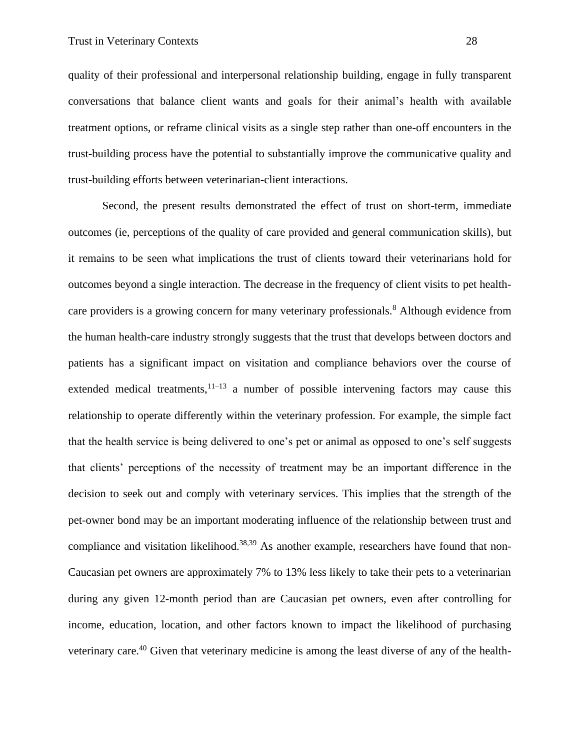quality of their professional and interpersonal relationship building, engage in fully transparent conversations that balance client wants and goals for their animal's health with available treatment options, or reframe clinical visits as a single step rather than one-off encounters in the trust-building process have the potential to substantially improve the communicative quality and trust-building efforts between veterinarian-client interactions.

Second, the present results demonstrated the effect of trust on short-term, immediate outcomes (ie, perceptions of the quality of care provided and general communication skills), but it remains to be seen what implications the trust of clients toward their veterinarians hold for outcomes beyond a single interaction. The decrease in the frequency of client visits to pet health-care providers is a growing concern for many veterinary professionals.[8] Although evidence from the human health-care industry strongly suggests that the trust that develops between doctors and patients has a significant impact on visitation and compliance behaviors over the course of extended medical treatments,[11–13] a number of possible intervening factors may cause this relationship to operate differently within the veterinary profession. For example, the simple fact that the health service is being delivered to one's pet or animal as opposed to one's self suggests that clients' perceptions of the necessity of treatment may be an important difference in the decision to seek out and comply with veterinary services. This implies that the strength of the pet-owner bond may be an important moderating influence of the relationship between trust and compliance and visitation likelihood.[38,39] As another example, researchers have found that non-Caucasian pet owners are approximately 7% to 13% less likely to take their pets to a veterinarian during any given 12-month period than are Caucasian pet owners, even after controlling for income, education, location, and other factors known to impact the likelihood of purchasing veterinary care.[40] Given that veterinary medicine is among the least diverse of any of the health-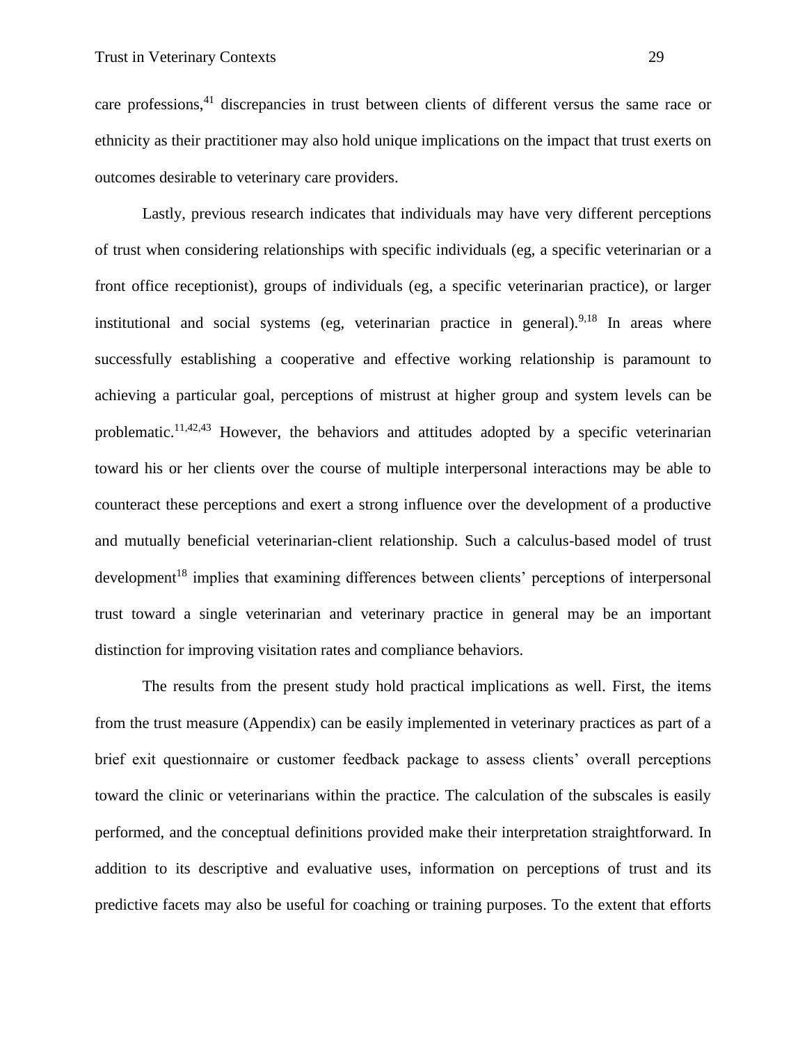care professions,[41] discrepancies in trust between clients of different versus the same race or ethnicity as their practitioner may also hold unique implications on the impact that trust exerts on outcomes desirable to veterinary care providers.

Lastly, previous research indicates that individuals may have very different perceptions of trust when considering relationships with specific individuals (eg, a specific veterinarian or a front office receptionist), groups of individuals (eg, a specific veterinarian practice), or larger institutional and social systems (eg, veterinarian practice in general).[9,18] In areas where successfully establishing a cooperative and effective working relationship is paramount to achieving a particular goal, perceptions of mistrust at higher group and system levels can be problematic.[11,42,43] However, the behaviors and attitudes adopted by a specific veterinarian toward his or her clients over the course of multiple interpersonal interactions may be able to counteract these perceptions and exert a strong influence over the development of a productive and mutually beneficial veterinarian-client relationship. Such a calculus-based model of trust development[18] implies that examining differences between clients' perceptions of interpersonal trust toward a single veterinarian and veterinary practice in general may be an important distinction for improving visitation rates and compliance behaviors.

The results from the present study hold practical implications as well. First, the items from the trust measure (Appendix) can be easily implemented in veterinary practices as part of a brief exit questionnaire or customer feedback package to assess clients' overall perceptions toward the clinic or veterinarians within the practice. The calculation of the subscales is easily performed, and the conceptual definitions provided make their interpretation straightforward. In addition to its descriptive and evaluative uses, information on perceptions of trust and its predictive facets may also be useful for coaching or training purposes. To the extent that efforts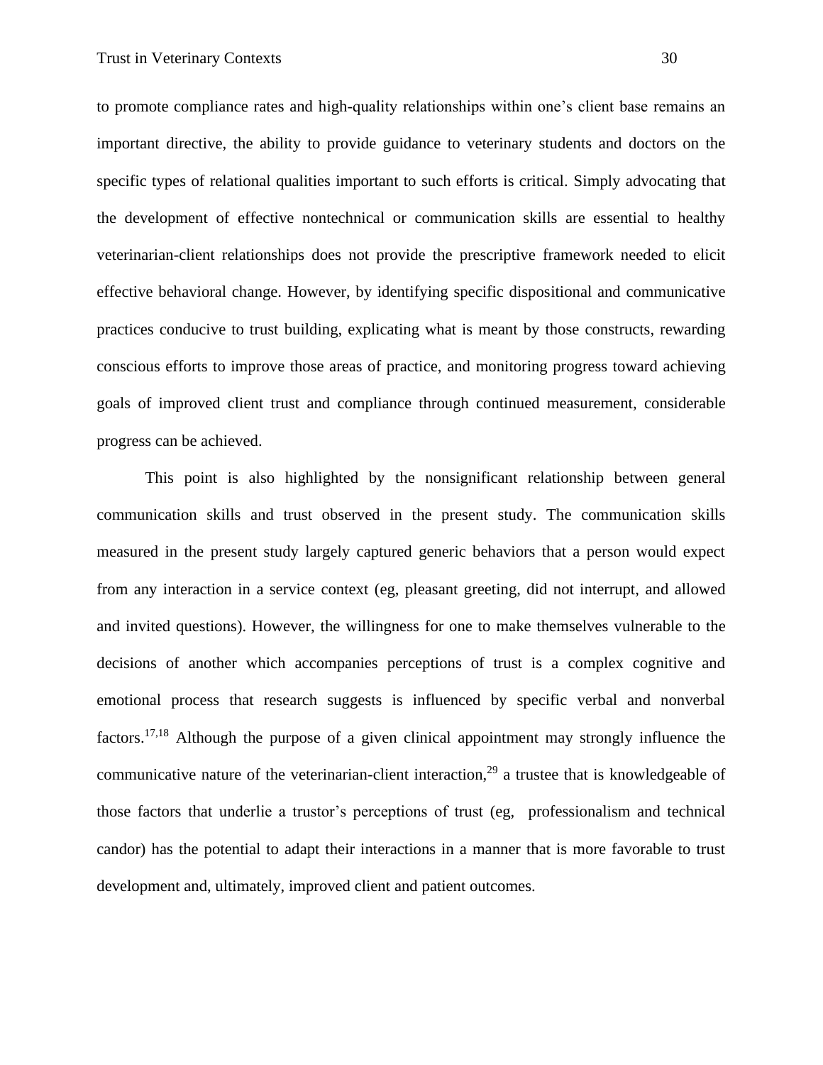to promote compliance rates and high-quality relationships within one's client base remains an important directive, the ability to provide guidance to veterinary students and doctors on the specific types of relational qualities important to such efforts is critical. Simply advocating that the development of effective nontechnical or communication skills are essential to healthy veterinarian-client relationships does not provide the prescriptive framework needed to elicit effective behavioral change. However, by identifying specific dispositional and communicative practices conducive to trust building, explicating what is meant by those constructs, rewarding conscious efforts to improve those areas of practice, and monitoring progress toward achieving goals of improved client trust and compliance through continued measurement, considerable progress can be achieved.

This point is also highlighted by the nonsignificant relationship between general communication skills and trust observed in the present study. The communication skills measured in the present study largely captured generic behaviors that a person would expect from any interaction in a service context (eg, pleasant greeting, did not interrupt, and allowed and invited questions). However, the willingness for one to make themselves vulnerable to the decisions of another which accompanies perceptions of trust is a complex cognitive and emotional process that research suggests is influenced by specific verbal and nonverbal factors.[17,18] Although the purpose of a given clinical appointment may strongly influence the communicative nature of the veterinarian-client interaction,[29] a trustee that is knowledgeable of those factors that underlie a trustor's perceptions of trust (eg, professionalism and technical candor) has the potential to adapt their interactions in a manner that is more favorable to trust development and, ultimately, improved client and patient outcomes.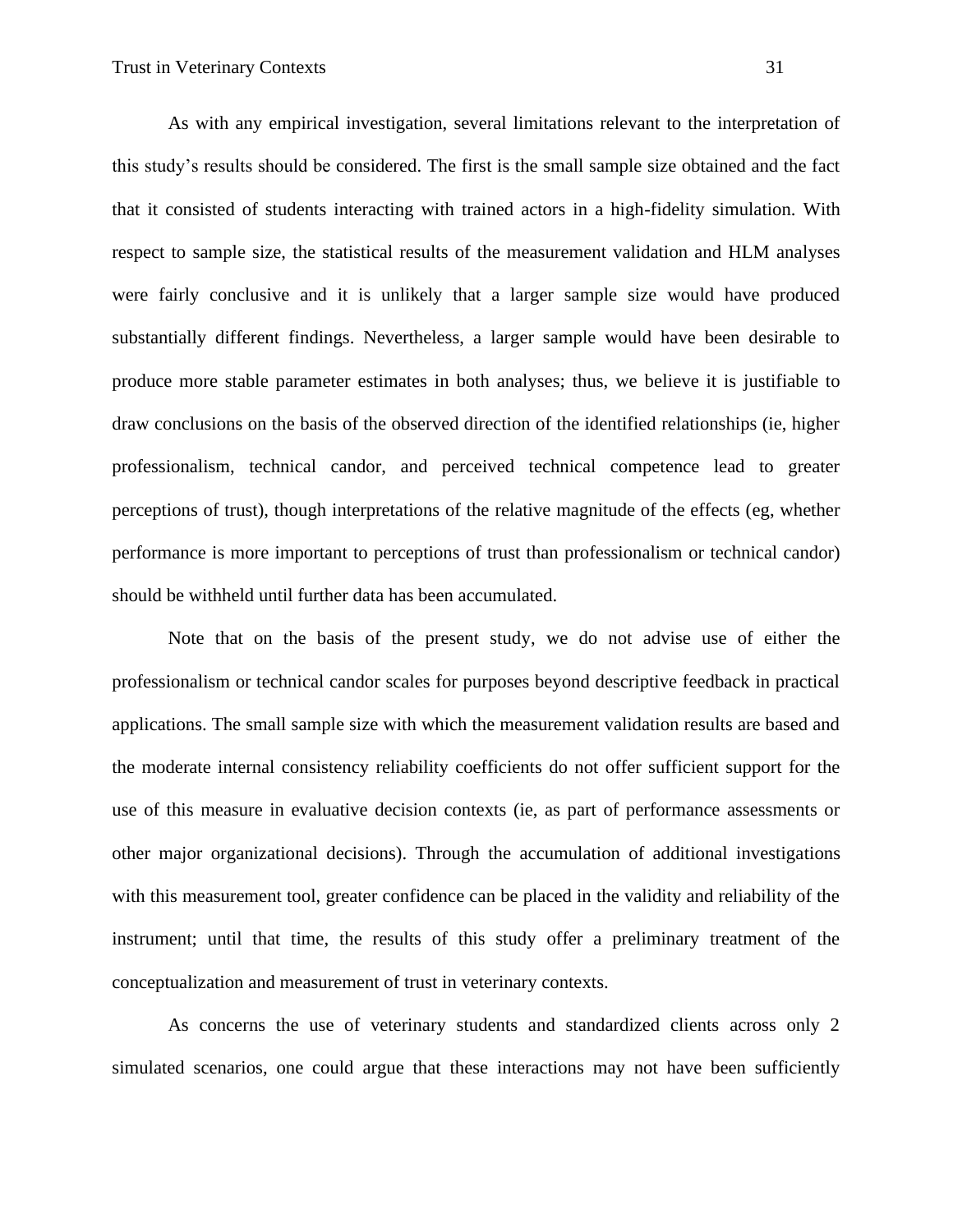As with any empirical investigation, several limitations relevant to the interpretation of this study's results should be considered. The first is the small sample size obtained and the fact that it consisted of students interacting with trained actors in a high-fidelity simulation. With respect to sample size, the statistical results of the measurement validation and HLM analyses were fairly conclusive and it is unlikely that a larger sample size would have produced substantially different findings. Nevertheless, a larger sample would have been desirable to produce more stable parameter estimates in both analyses; thus, we believe it is justifiable to draw conclusions on the basis of the observed direction of the identified relationships (ie, higher professionalism, technical candor, and perceived technical competence lead to greater perceptions of trust), though interpretations of the relative magnitude of the effects (eg, whether performance is more important to perceptions of trust than professionalism or technical candor) should be withheld until further data has been accumulated.

Note that on the basis of the present study, we do not advise use of either the professionalism or technical candor scales for purposes beyond descriptive feedback in practical applications. The small sample size with which the measurement validation results are based and the moderate internal consistency reliability coefficients do not offer sufficient support for the use of this measure in evaluative decision contexts (ie, as part of performance assessments or other major organizational decisions). Through the accumulation of additional investigations with this measurement tool, greater confidence can be placed in the validity and reliability of the instrument; until that time, the results of this study offer a preliminary treatment of the conceptualization and measurement of trust in veterinary contexts.

As concerns the use of veterinary students and standardized clients across only 2 simulated scenarios, one could argue that these interactions may not have been sufficiently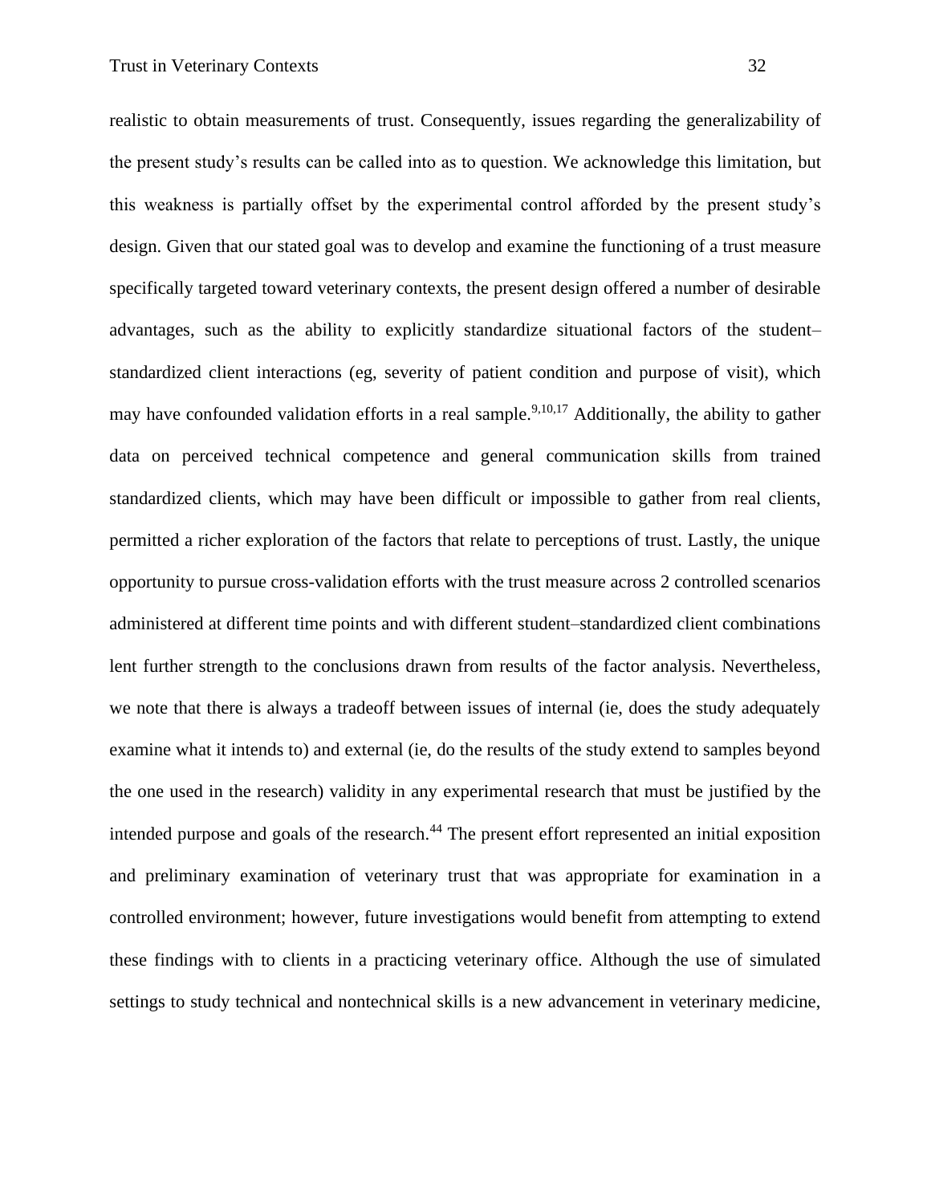realistic to obtain measurements of trust. Consequently, issues regarding the generalizability of the present study's results can be called into as to question. We acknowledge this limitation, but this weakness is partially offset by the experimental control afforded by the present study's design. Given that our stated goal was to develop and examine the functioning of a trust measure specifically targeted toward veterinary contexts, the present design offered a number of desirable advantages, such as the ability to explicitly standardize situational factors of the student–standardized client interactions (eg, severity of patient condition and purpose of visit), which may have confounded validation efforts in a real sample.[9,10,17] Additionally, the ability to gather data on perceived technical competence and general communication skills from trained standardized clients, which may have been difficult or impossible to gather from real clients, permitted a richer exploration of the factors that relate to perceptions of trust. Lastly, the unique opportunity to pursue cross-validation efforts with the trust measure across 2 controlled scenarios administered at different time points and with different student–standardized client combinations lent further strength to the conclusions drawn from results of the factor analysis. Nevertheless, we note that there is always a tradeoff between issues of internal (ie, does the study adequately examine what it intends to) and external (ie, do the results of the study extend to samples beyond the one used in the research) validity in any experimental research that must be justified by the intended purpose and goals of the research.[44] The present effort represented an initial exposition and preliminary examination of veterinary trust that was appropriate for examination in a controlled environment; however, future investigations would benefit from attempting to extend these findings with to clients in a practicing veterinary office. Although the use of simulated settings to study technical and nontechnical skills is a new advancement in veterinary medicine,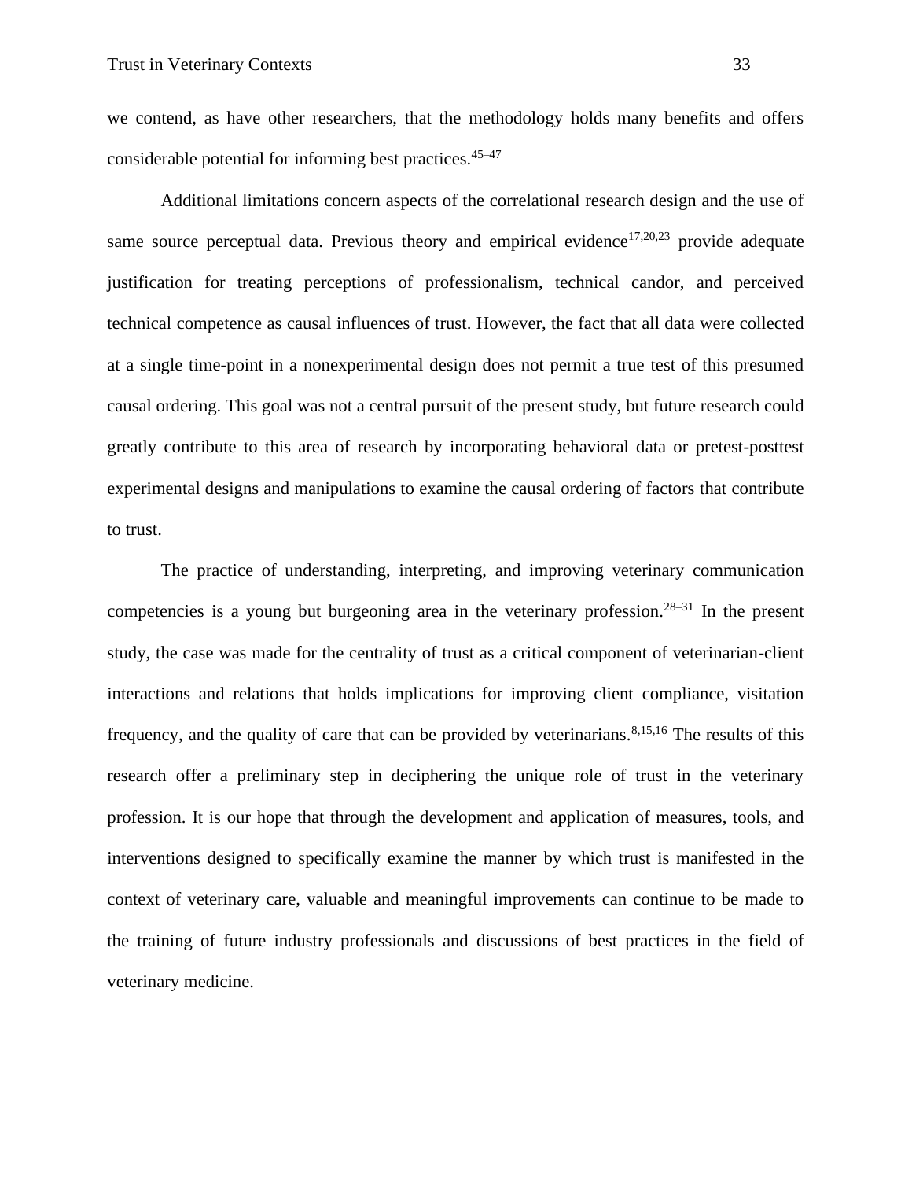we contend, as have other researchers, that the methodology holds many benefits and offers considerable potential for informing best practices.[45–47]

Additional limitations concern aspects of the correlational research design and the use of same source perceptual data. Previous theory and empirical evidence[17,20,23] provide adequate justification for treating perceptions of professionalism, technical candor, and perceived technical competence as causal influences of trust. However, the fact that all data were collected at a single time-point in a nonexperimental design does not permit a true test of this presumed causal ordering. This goal was not a central pursuit of the present study, but future research could greatly contribute to this area of research by incorporating behavioral data or pretest-posttest experimental designs and manipulations to examine the causal ordering of factors that contribute to trust.

The practice of understanding, interpreting, and improving veterinary communication competencies is a young but burgeoning area in the veterinary profession.[28–31] In the present study, the case was made for the centrality of trust as a critical component of veterinarian-client interactions and relations that holds implications for improving client compliance, visitation frequency, and the quality of care that can be provided by veterinarians.[8,15,16] The results of this research offer a preliminary step in deciphering the unique role of trust in the veterinary profession. It is our hope that through the development and application of measures, tools, and interventions designed to specifically examine the manner by which trust is manifested in the context of veterinary care, valuable and meaningful improvements can continue to be made to the training of future industry professionals and discussions of best practices in the field of veterinary medicine.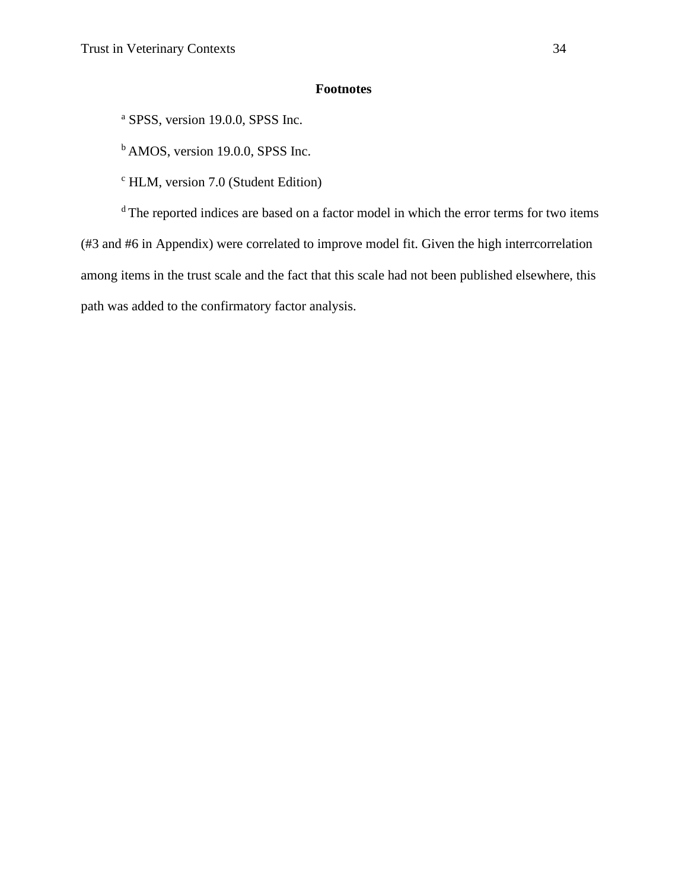## Footnotes

[a] SPSS, version 19.0.0, SPSS Inc.

[b] AMOS, version 19.0.0, SPSS Inc.

[c] HLM, version 7.0 (Student Edition)

[d] The reported indices are based on a factor model in which the error terms for two items (#3 and #6 in Appendix) were correlated to improve model fit. Given the high interrcorrelation among items in the trust scale and the fact that this scale had not been published elsewhere, this path was added to the confirmatory factor analysis.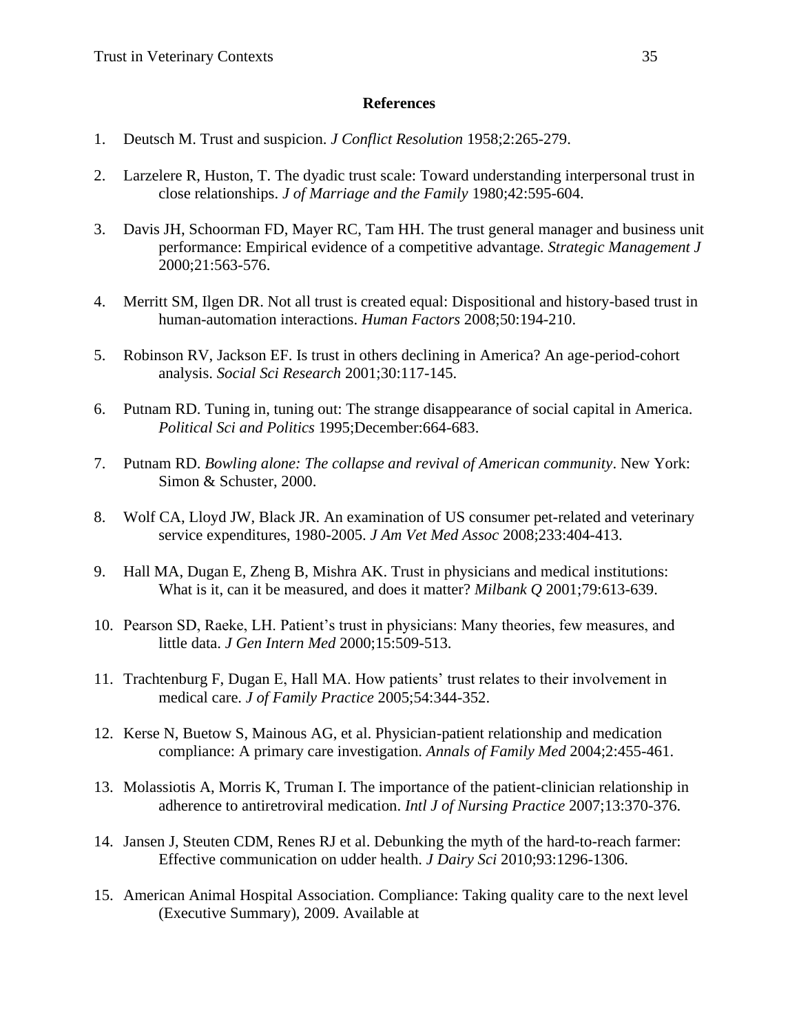## References

1. Deutsch M. Trust and suspicion. *J Conflict Resolution* 1958;2:265-279.

2. Larzelere R, Huston, T. The dyadic trust scale: Toward understanding interpersonal trust in close relationships. *J of Marriage and the Family* 1980;42:595-604.

3. Davis JH, Schoorman FD, Mayer RC, Tam HH. The trust general manager and business unit performance: Empirical evidence of a competitive advantage. *Strategic Management J* 2000;21:563-576.

4. Merritt SM, Ilgen DR. Not all trust is created equal: Dispositional and history-based trust in human-automation interactions. *Human Factors* 2008;50:194-210.

5. Robinson RV, Jackson EF. Is trust in others declining in America? An age-period-cohort analysis. *Social Sci Research* 2001;30:117-145.

6. Putnam RD. Tuning in, tuning out: The strange disappearance of social capital in America. *Political Sci and Politics* 1995;December:664-683.

7. Putnam RD. *Bowling alone: The collapse and revival of American community*. New York: Simon & Schuster, 2000.

8. Wolf CA, Lloyd JW, Black JR. An examination of US consumer pet-related and veterinary service expenditures, 1980-2005. *J Am Vet Med Assoc* 2008;233:404-413.

9. Hall MA, Dugan E, Zheng B, Mishra AK. Trust in physicians and medical institutions: What is it, can it be measured, and does it matter? *Milbank Q* 2001;79:613-639.

10. Pearson SD, Raeke, LH. Patient's trust in physicians: Many theories, few measures, and little data. *J Gen Intern Med* 2000;15:509-513.

11. Trachtenburg F, Dugan E, Hall MA. How patients' trust relates to their involvement in medical care. *J of Family Practice* 2005;54:344-352.

12. Kerse N, Buetow S, Mainous AG, et al. Physician-patient relationship and medication compliance: A primary care investigation. *Annals of Family Med* 2004;2:455-461.

13. Molassiotis A, Morris K, Truman I. The importance of the patient-clinician relationship in adherence to antiretroviral medication. *Intl J of Nursing Practice* 2007;13:370-376.

14. Jansen J, Steuten CDM, Renes RJ et al. Debunking the myth of the hard-to-reach farmer: Effective communication on udder health. *J Dairy Sci* 2010;93:1296-1306.

15. American Animal Hospital Association. Compliance: Taking quality care to the next level (Executive Summary), 2009. Available at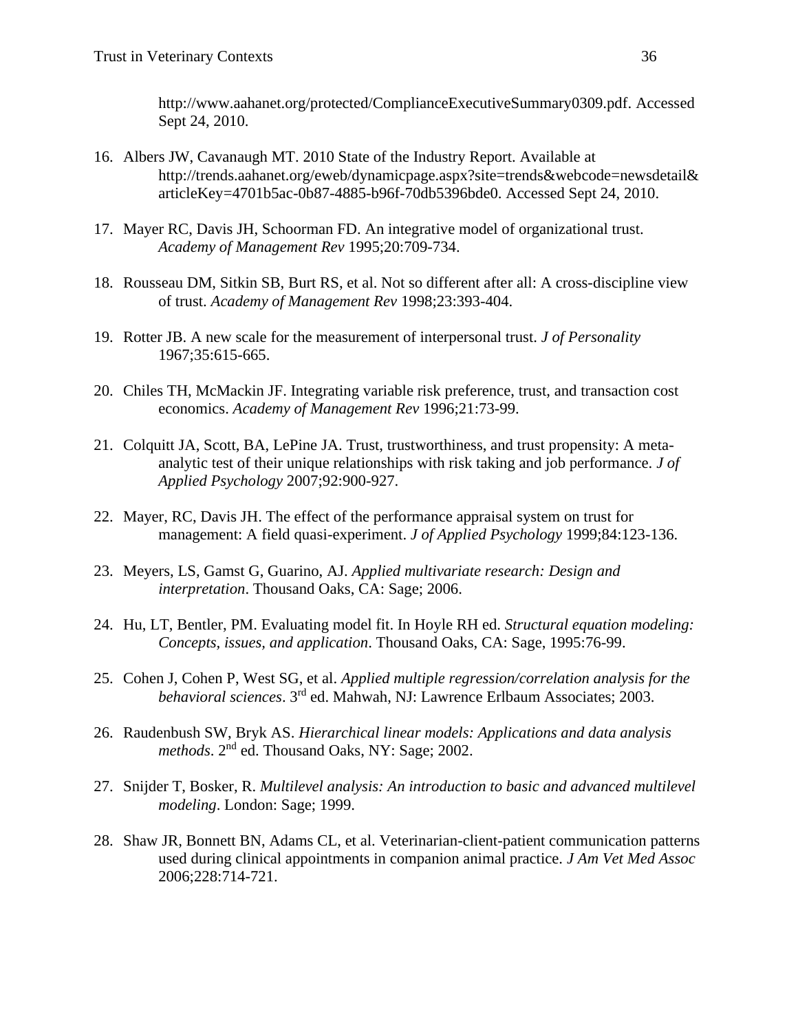http://www.aahanet.org/protected/ComplianceExecutiveSummary0309.pdf. Accessed Sept 24, 2010.

16. Albers JW, Cavanaugh MT. 2010 State of the Industry Report. Available at http://trends.aahanet.org/eweb/dynamicpage.aspx?site=trends&webcode=newsdetail&articleKey=4701b5ac-0b87-4885-b96f-70db5396bde0. Accessed Sept 24, 2010.

17. Mayer RC, Davis JH, Schoorman FD. An integrative model of organizational trust. *Academy of Management Rev* 1995;20:709-734.

18. Rousseau DM, Sitkin SB, Burt RS, et al. Not so different after all: A cross-discipline view of trust. *Academy of Management Rev* 1998;23:393-404.

19. Rotter JB. A new scale for the measurement of interpersonal trust. *J of Personality* 1967;35:615-665.

20. Chiles TH, McMackin JF. Integrating variable risk preference, trust, and transaction cost economics. *Academy of Management Rev* 1996;21:73-99.

21. Colquitt JA, Scott, BA, LePine JA. Trust, trustworthiness, and trust propensity: A meta-analytic test of their unique relationships with risk taking and job performance. *J of Applied Psychology* 2007;92:900-927.

22. Mayer, RC, Davis JH. The effect of the performance appraisal system on trust for management: A field quasi-experiment. *J of Applied Psychology* 1999;84:123-136.

23. Meyers, LS, Gamst G, Guarino, AJ. *Applied multivariate research: Design and interpretation*. Thousand Oaks, CA: Sage; 2006.

24. Hu, LT, Bentler, PM. Evaluating model fit. In Hoyle RH ed. *Structural equation modeling: Concepts, issues, and application*. Thousand Oaks, CA: Sage, 1995:76-99.

25. Cohen J, Cohen P, West SG, et al. *Applied multiple regression/correlation analysis for the behavioral sciences*. 3rd ed. Mahwah, NJ: Lawrence Erlbaum Associates; 2003.

26. Raudenbush SW, Bryk AS. *Hierarchical linear models: Applications and data analysis methods*. 2nd ed. Thousand Oaks, NY: Sage; 2002.

27. Snijder T, Bosker, R. *Multilevel analysis: An introduction to basic and advanced multilevel modeling*. London: Sage; 1999.

28. Shaw JR, Bonnett BN, Adams CL, et al. Veterinarian-client-patient communication patterns used during clinical appointments in companion animal practice. *J Am Vet Med Assoc* 2006;228:714-721.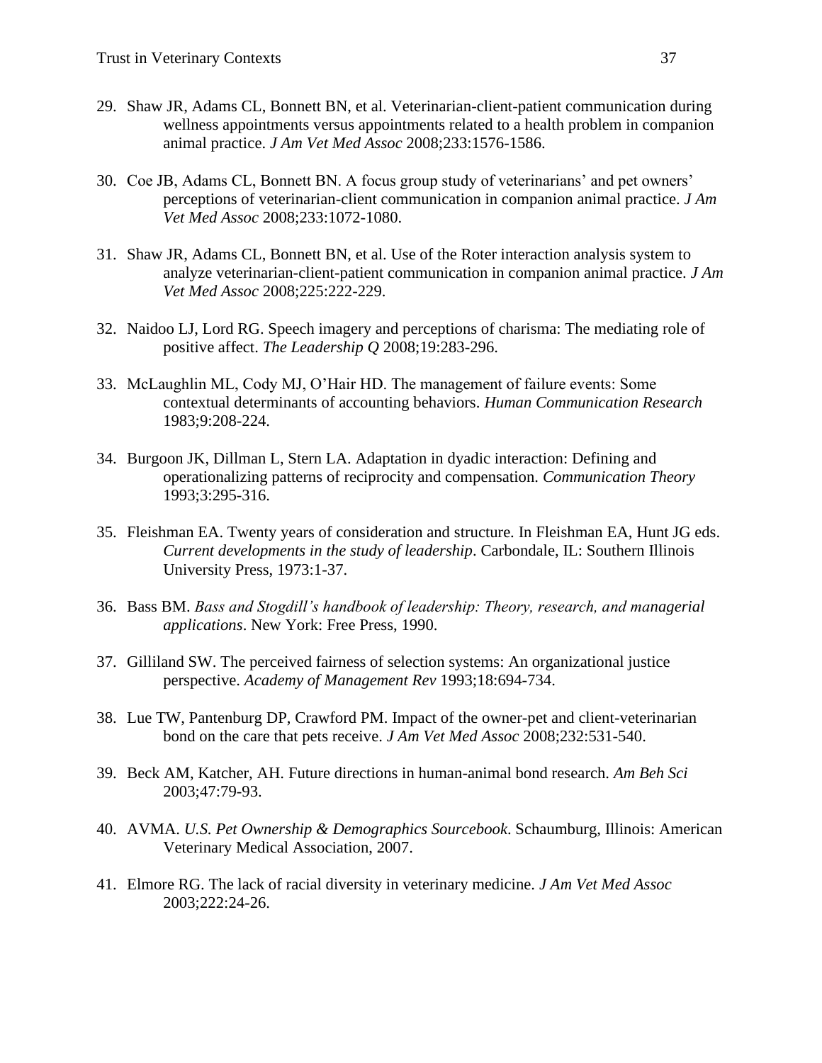29. Shaw JR, Adams CL, Bonnett BN, et al. Veterinarian-client-patient communication during wellness appointments versus appointments related to a health problem in companion animal practice. *J Am Vet Med Assoc* 2008;233:1576-1586.

30. Coe JB, Adams CL, Bonnett BN. A focus group study of veterinarians' and pet owners' perceptions of veterinarian-client communication in companion animal practice. *J Am Vet Med Assoc* 2008;233:1072-1080.

31. Shaw JR, Adams CL, Bonnett BN, et al. Use of the Roter interaction analysis system to analyze veterinarian-client-patient communication in companion animal practice. *J Am Vet Med Assoc* 2008;225:222-229.

32. Naidoo LJ, Lord RG. Speech imagery and perceptions of charisma: The mediating role of positive affect. *The Leadership Q* 2008;19:283-296.

33. McLaughlin ML, Cody MJ, O'Hair HD. The management of failure events: Some contextual determinants of accounting behaviors. *Human Communication Research* 1983;9:208-224.

34. Burgoon JK, Dillman L, Stern LA. Adaptation in dyadic interaction: Defining and operationalizing patterns of reciprocity and compensation. *Communication Theory* 1993;3:295-316.

35. Fleishman EA. Twenty years of consideration and structure. In Fleishman EA, Hunt JG eds. *Current developments in the study of leadership*. Carbondale, IL: Southern Illinois University Press, 1973:1-37.

36. Bass BM. *Bass and Stogdill's handbook of leadership: Theory, research, and managerial applications*. New York: Free Press, 1990.

37. Gilliland SW. The perceived fairness of selection systems: An organizational justice perspective. *Academy of Management Rev* 1993;18:694-734.

38. Lue TW, Pantenburg DP, Crawford PM. Impact of the owner-pet and client-veterinarian bond on the care that pets receive. *J Am Vet Med Assoc* 2008;232:531-540.

39. Beck AM, Katcher, AH. Future directions in human-animal bond research. *Am Beh Sci* 2003;47:79-93.

40. AVMA. *U.S. Pet Ownership & Demographics Sourcebook*. Schaumburg, Illinois: American Veterinary Medical Association, 2007.

41. Elmore RG. The lack of racial diversity in veterinary medicine. *J Am Vet Med Assoc* 2003;222:24-26.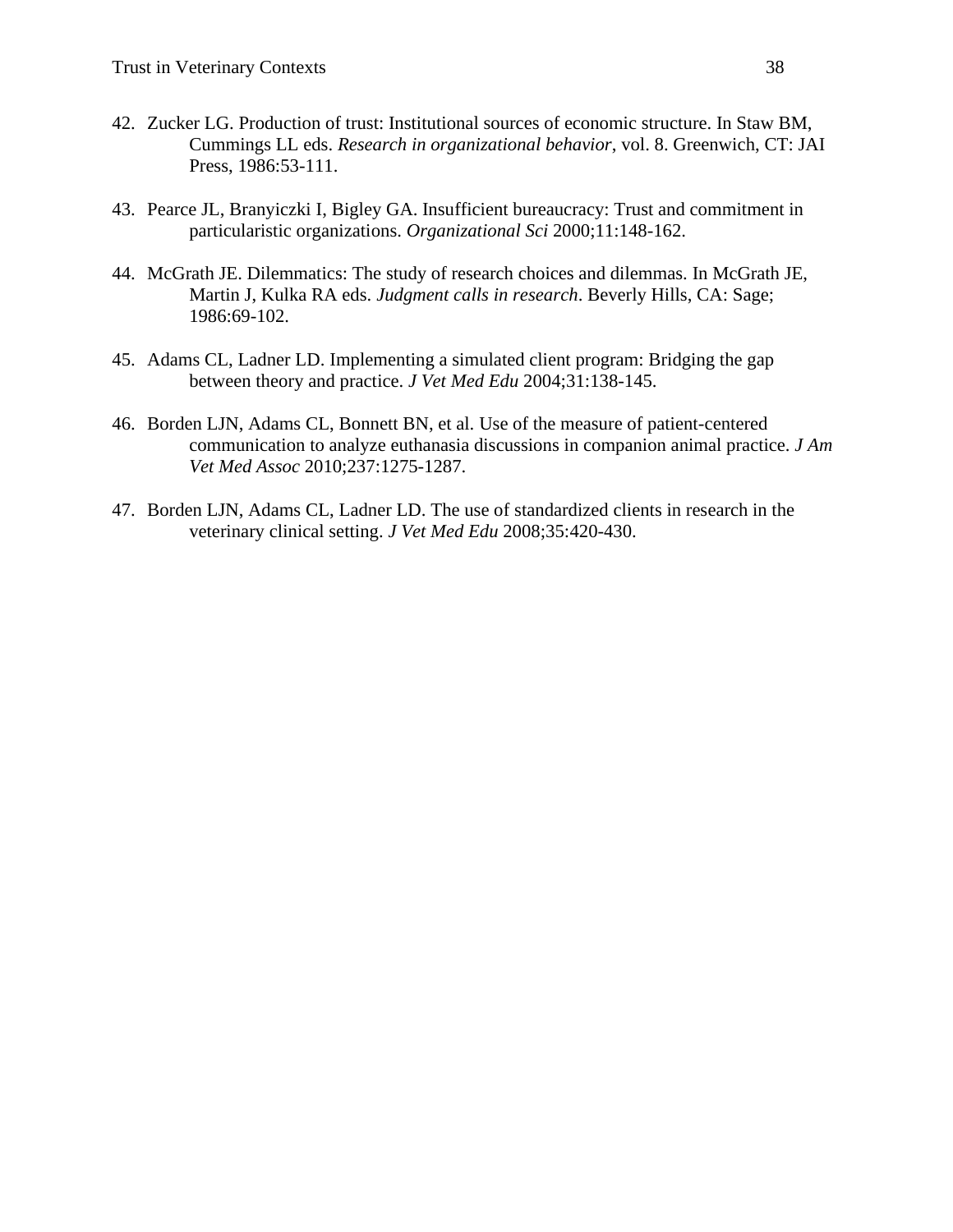42. Zucker LG. Production of trust: Institutional sources of economic structure. In Staw BM, Cummings LL eds. *Research in organizational behavior*, vol. 8. Greenwich, CT: JAI Press, 1986:53-111.

43. Pearce JL, Branyiczki I, Bigley GA. Insufficient bureaucracy: Trust and commitment in particularistic organizations. *Organizational Sci* 2000;11:148-162.

44. McGrath JE. Dilemmatics: The study of research choices and dilemmas. In McGrath JE, Martin J, Kulka RA eds. *Judgment calls in research*. Beverly Hills, CA: Sage; 1986:69-102.

45. Adams CL, Ladner LD. Implementing a simulated client program: Bridging the gap between theory and practice. *J Vet Med Edu* 2004;31:138-145.

46. Borden LJN, Adams CL, Bonnett BN, et al. Use of the measure of patient-centered communication to analyze euthanasia discussions in companion animal practice. *J Am Vet Med Assoc* 2010;237:1275-1287.

47. Borden LJN, Adams CL, Ladner LD. The use of standardized clients in research in the veterinary clinical setting. *J Vet Med Edu* 2008;35:420-430.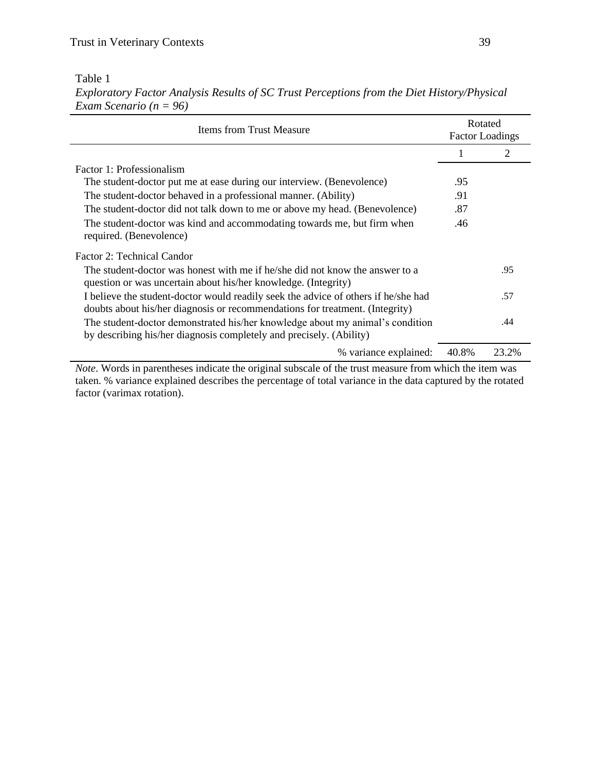Table 1

*Exploratory Factor Analysis Results of SC Trust Perceptions from the Diet History/Physical Exam Scenario (n = 96)*

| Items from Trust Measure | Rotated Factor Loadings | |
|---|---|---|
| | 1 | 2 |
| Factor 1: Professionalism | | |
| The student-doctor put me at ease during our interview. (Benevolence) | .95 | |
| The student-doctor behaved in a professional manner. (Ability) | .91 | |
| The student-doctor did not talk down to me or above my head. (Benevolence) | .87 | |
| The student-doctor was kind and accommodating towards me, but firm when required. (Benevolence) | .46 | |
| Factor 2: Technical Candor | | |
| The student-doctor was honest with me if he/she did not know the answer to a question or was uncertain about his/her knowledge. (Integrity) | | .95 |
| I believe the student-doctor would readily seek the advice of others if he/she had doubts about his/her diagnosis or recommendations for treatment. (Integrity) | | .57 |
| The student-doctor demonstrated his/her knowledge about my animal's condition by describing his/her diagnosis completely and precisely. (Ability) | | .44 |
| % variance explained: | 40.8% | 23.2% |

*Note*. Words in parentheses indicate the original subscale of the trust measure from which the item was taken. % variance explained describes the percentage of total variance in the data captured by the rotated factor (varimax rotation).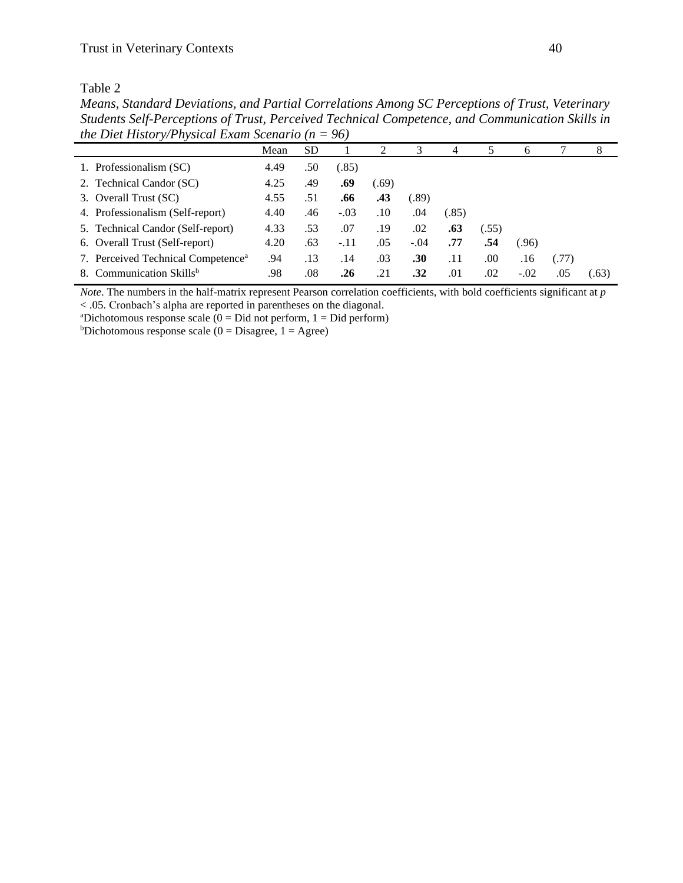Table 2

*Means, Standard Deviations, and Partial Correlations Among SC Perceptions of Trust, Veterinary Students Self-Perceptions of Trust, Perceived Technical Competence, and Communication Skills in the Diet History/Physical Exam Scenario (n = 96)*

| | Mean | SD | 1 | 2 | 3 | 4 | 5 | 6 | 7 | 8 |
|---|---|---|---|---|---|---|---|---|---|---|
| 1. Professionalism (SC) | 4.49 | .50 | (.85) | | | | | | | |
| 2. Technical Candor (SC) | 4.25 | .49 | **.69** | (.69) | | | | | | |
| 3. Overall Trust (SC) | 4.55 | .51 | **.66** | **.43** | (.89) | | | | | |
| 4. Professionalism (Self-report) | 4.40 | .46 | -.03 | .10 | .04 | (.85) | | | | |
| 5. Technical Candor (Self-report) | 4.33 | .53 | .07 | .19 | .02 | **.63** | (.55) | | | |
| 6. Overall Trust (Self-report) | 4.20 | .63 | -.11 | .05 | -.04 | **.77** | **.54** | (.96) | | |
| 7. Perceived Technical Competence[a] | .94 | .13 | .14 | .03 | **.30** | .11 | .00 | .16 | (.77) | |
| 8. Communication Skills[b] | .98 | .08 | **.26** | .21 | **.32** | .01 | .02 | -.02 | .05 | (.63) |

*Note*. The numbers in the half-matrix represent Pearson correlation coefficients, with bold coefficients significant at $p < .05$. Cronbach's alpha are reported in parentheses on the diagonal.

[a]Dichotomous response scale (0 = Did not perform, 1 = Did perform)

[b]Dichotomous response scale (0 = Disagree, 1 = Agree)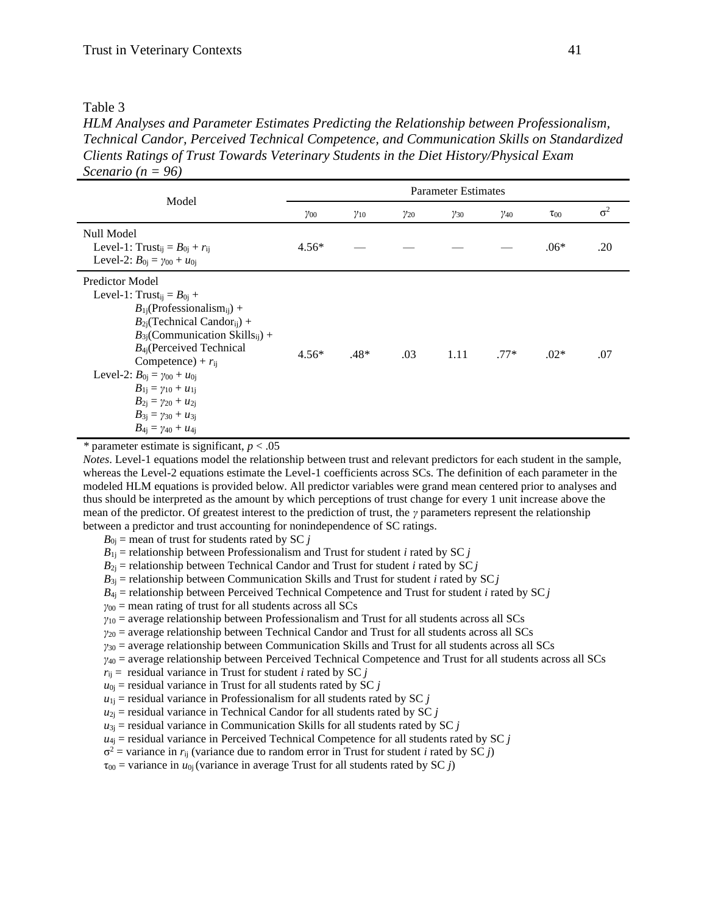Table 3

*HLM Analyses and Parameter Estimates Predicting the Relationship between Professionalism, Technical Candor, Perceived Technical Competence, and Communication Skills on Standardized Clients Ratings of Trust Towards Veterinary Students in the Diet History/Physical Exam Scenario (n = 96)*

| Model | Parameter Estimates | | | | | | |
|---|---|---|---|---|---|---|---|
| | $\gamma_{00}$ | $\gamma_{10}$ | $\gamma_{20}$ | $\gamma_{30}$ | $\gamma_{40}$ | $\tau_{00}$ | $\sigma^2$ |
| Null Model<br>Level-1: $Trust_{ij} = B_{0j} + r_{ij}$<br>Level-2: $B_{0j} = \gamma_{00} + u_{0j}$ | 4.56* | — | — | — | — | .06* | .20 |
| Predictor Model<br>Level-1: $Trust_{ij} = B_{0j} +$ $B_{1j}(Professionalism_{ij}) +$ $B_{2j}(Technical\ Candor_{ij}) +$ $B_{3j}(Communication\ Skills_{ij}) +$ $B_{4j}(Perceived\ Technical\ Competence) + r_{ij}$<br>Level-2: $B_{0j} = \gamma_{00} + u_{0j}$<br>$B_{1j} = \gamma_{10} + u_{1j}$<br>$B_{2j} = \gamma_{20} + u_{2j}$<br>$B_{3j} = \gamma_{30} + u_{3j}$<br>$B_{4j} = \gamma_{40} + u_{4j}$ | 4.56* | .48* | .03 | 1.11 | .77* | .02* | .07 |

\* parameter estimate is significant, $p < .05$

*Notes*. Level-1 equations model the relationship between trust and relevant predictors for each student in the sample, whereas the Level-2 equations estimate the Level-1 coefficients across SCs. The definition of each parameter in the modeled HLM equations is provided below. All predictor variables were grand mean centered prior to analyses and thus should be interpreted as the amount by which perceptions of trust change for every 1 unit increase above the mean of the predictor. Of greatest interest to the prediction of trust, the $\gamma$ parameters represent the relationship between a predictor and trust accounting for nonindependence of SC ratings.

$B_{0j}$ = mean of trust for students rated by SC $j$
$B_{1j}$ = relationship between Professionalism and Trust for student $i$ rated by SC $j$
$B_{2j}$ = relationship between Technical Candor and Trust for student $i$ rated by SC $j$
$B_{3j}$ = relationship between Communication Skills and Trust for student $i$ rated by SC $j$
$B_{4j}$ = relationship between Perceived Technical Competence and Trust for student $i$ rated by SC $j$
$\gamma_{00}$ = mean rating of trust for all students across all SCs
$\gamma_{10}$ = average relationship between Professionalism and Trust for all students across all SCs
$\gamma_{20}$ = average relationship between Technical Candor and Trust for all students across all SCs
$\gamma_{30}$ = average relationship between Communication Skills and Trust for all students across all SCs
$\gamma_{40}$ = average relationship between Perceived Technical Competence and Trust for all students across all SCs
$r_{ij}$ = residual variance in Trust for student $i$ rated by SC $j$
$u_{0j}$ = residual variance in Trust for all students rated by SC $j$
$u_{1j}$ = residual variance in Professionalism for all students rated by SC $j$
$u_{2j}$ = residual variance in Technical Candor for all students rated by SC $j$
$u_{3j}$ = residual variance in Communication Skills for all students rated by SC $j$
$u_{4j}$ = residual variance in Perceived Technical Competence for all students rated by SC $j$
$\sigma^2$ = variance in $r_{ij}$ (variance due to random error in Trust for student $i$ rated by SC $j$)
$\tau_{00}$ = variance in $u_{0j}$ (variance in average Trust for all students rated by SC $j$)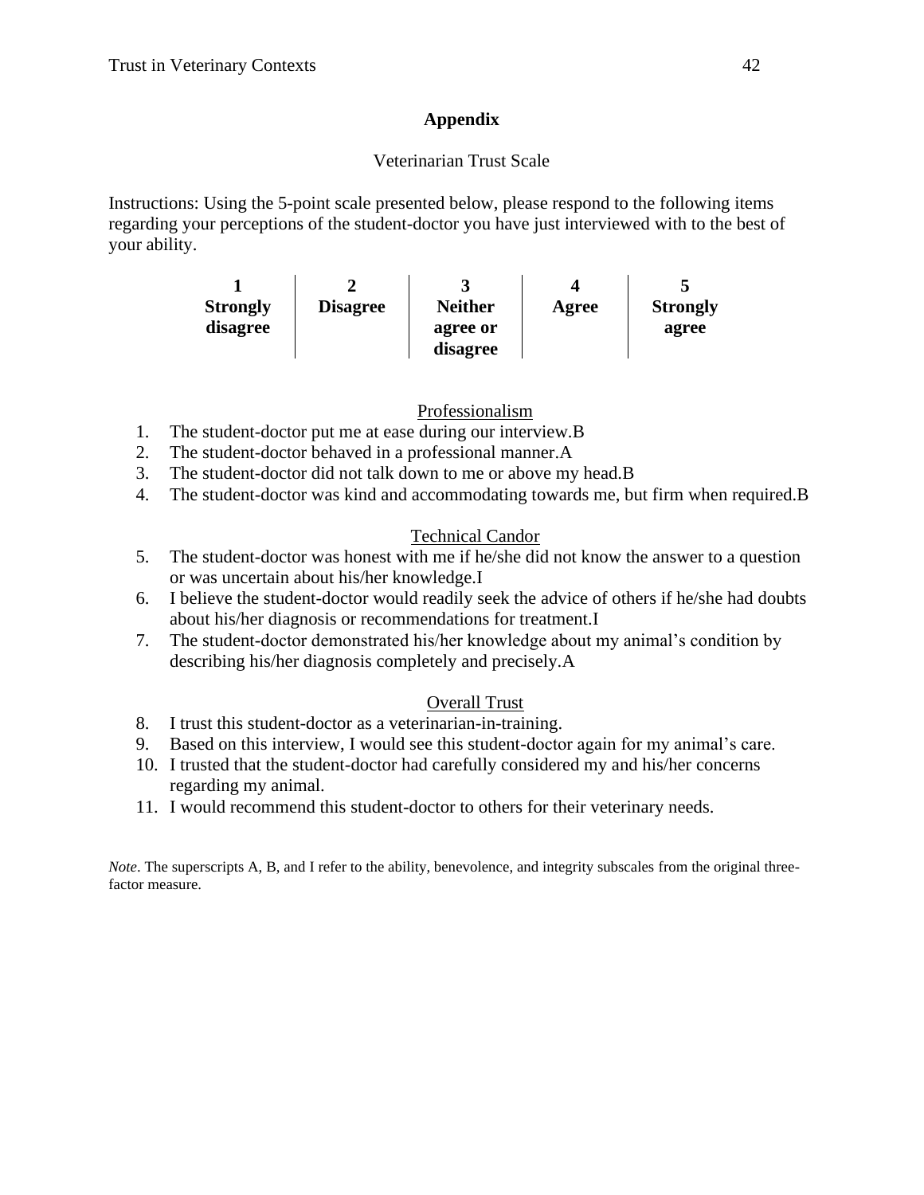# Appendix

Veterinarian Trust Scale

Instructions: Using the 5-point scale presented below, please respond to the following items regarding your perceptions of the student-doctor you have just interviewed with to the best of your ability.

| 1<br>**Strongly disagree** | 2<br>**Disagree** | 3<br>**Neither agree or disagree** | 4<br>**Agree** | 5<br>**Strongly agree** |
|---|---|---|---|---|

<u>Professionalism</u>

1. The student-doctor put me at ease during our interview.[B]
2. The student-doctor behaved in a professional manner.[A]
3. The student-doctor did not talk down to me or above my head.[B]
4. The student-doctor was kind and accommodating towards me, but firm when required.[B]

<u>Technical Candor</u>

5. The student-doctor was honest with me if he/she did not know the answer to a question or was uncertain about his/her knowledge.[I]
6. I believe the student-doctor would readily seek the advice of others if he/she had doubts about his/her diagnosis or recommendations for treatment.[I]
7. The student-doctor demonstrated his/her knowledge about my animal's condition by describing his/her diagnosis completely and precisely.[A]

<u>Overall Trust</u>

8. I trust this student-doctor as a veterinarian-in-training.
9. Based on this interview, I would see this student-doctor again for my animal's care.
10. I trusted that the student-doctor had carefully considered my and his/her concerns regarding my animal.
11. I would recommend this student-doctor to others for their veterinary needs.

*Note*. The superscripts A, B, and I refer to the ability, benevolence, and integrity subscales from the original three-factor measure.